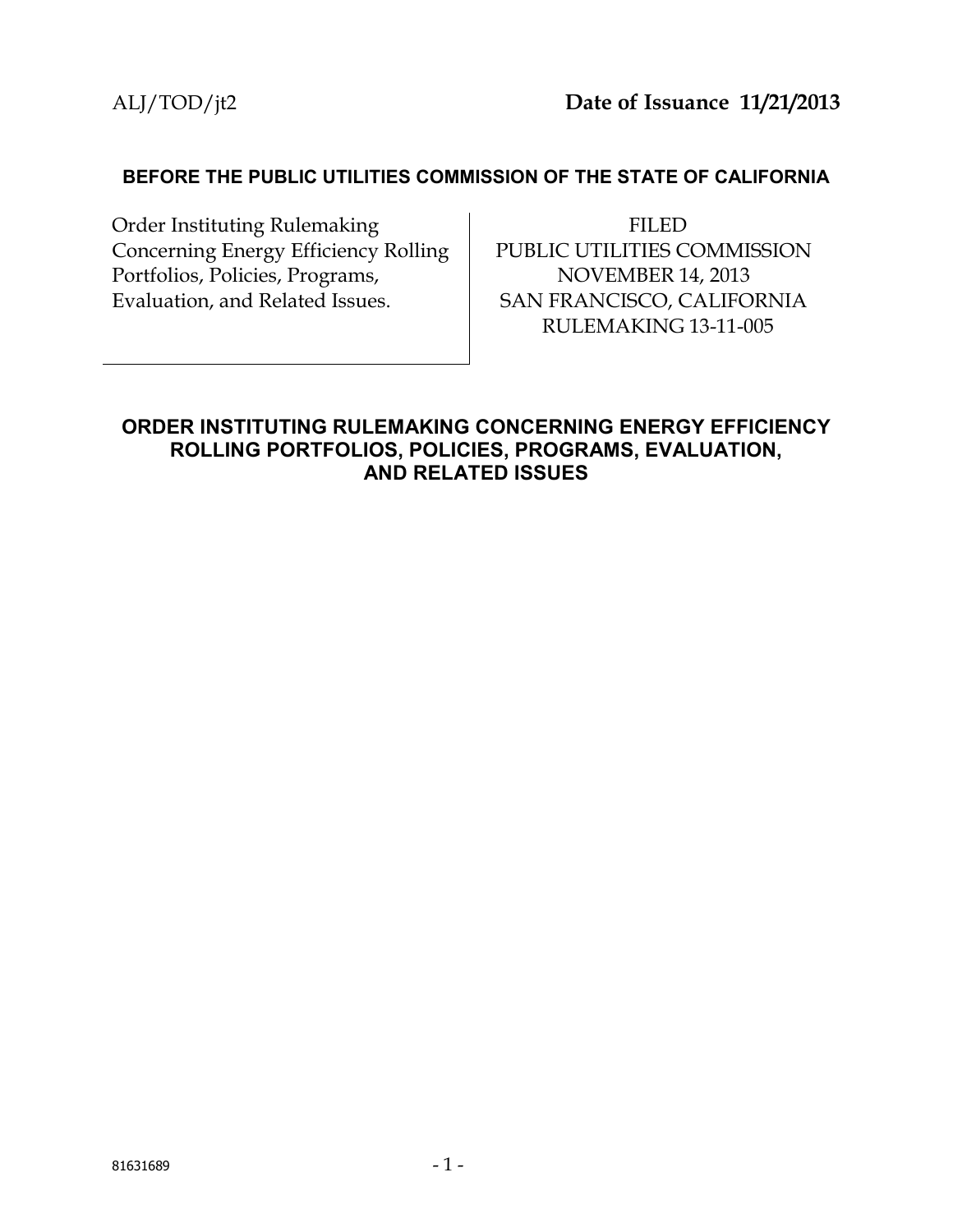ALJ/TOD/jt2 **Date of Issuance 11/21/2013**

**BEFORE THE PUBLIC UTILITIES COMMISSION OF THE STATE OF CALIFORNIA**

| | |
|---|---|
| Order Instituting Rulemaking Concerning Energy Efficiency Rolling Portfolios, Policies, Programs, Evaluation, and Related Issues. | FILED PUBLIC UTILITIES COMMISSION NOVEMBER 14, 2013 SAN FRANCISCO, CALIFORNIA RULEMAKING 13-11-005 |

## ORDER INSTITUTING RULEMAKING CONCERNING ENERGY EFFICIENCY ROLLING PORTFOLIOS, POLICIES, PROGRAMS, EVALUATION, AND RELATED ISSUES

81631689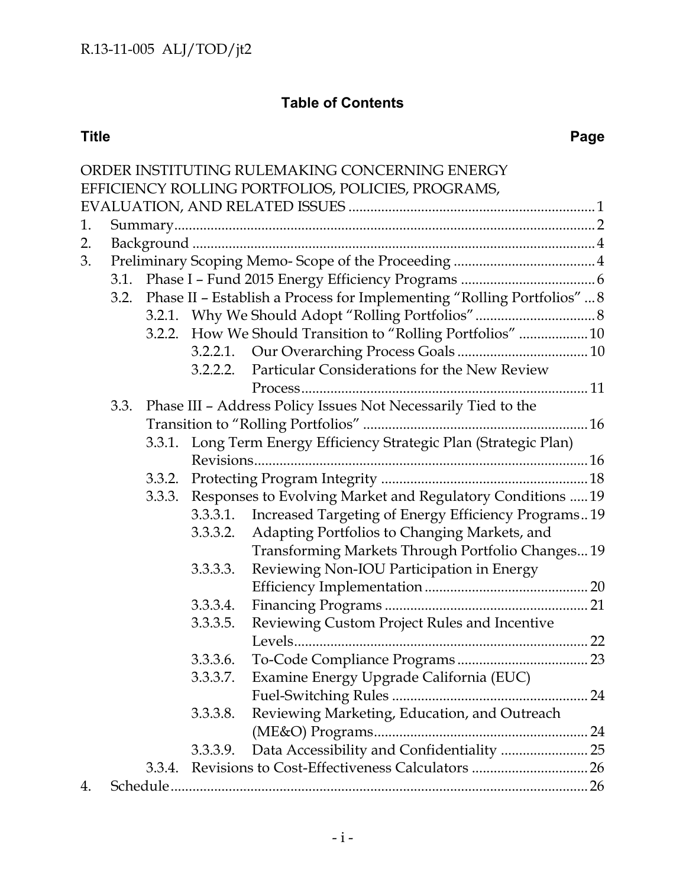## Table of Contents

| Title | Page |
|---|---|
| ORDER INSTITUTING RULEMAKING CONCERNING ENERGY EFFICIENCY ROLLING PORTFOLIOS, POLICIES, PROGRAMS, EVALUATION, AND RELATED ISSUES | 1 |
| 1. Summary | 2 |
| 2. Background | 4 |
| 3. Preliminary Scoping Memo- Scope of the Proceeding | 4 |
| 3.1. Phase I – Fund 2015 Energy Efficiency Programs | 6 |
| 3.2. Phase II – Establish a Process for Implementing "Rolling Portfolios" | 8 |
| 3.2.1. Why We Should Adopt "Rolling Portfolios" | 8 |
| 3.2.2. How We Should Transition to "Rolling Portfolios" | 10 |
| 3.2.2.1. Our Overarching Process Goals | 10 |
| 3.2.2.2. Particular Considerations for the New Review Process | 11 |
| 3.3. Phase III – Address Policy Issues Not Necessarily Tied to the Transition to "Rolling Portfolios" | 16 |
| 3.3.1. Long Term Energy Efficiency Strategic Plan (Strategic Plan) Revisions | 16 |
| 3.3.2. Protecting Program Integrity | 18 |
| 3.3.3. Responses to Evolving Market and Regulatory Conditions | 19 |
| 3.3.3.1. Increased Targeting of Energy Efficiency Programs | 19 |
| 3.3.3.2. Adapting Portfolios to Changing Markets, and Transforming Markets Through Portfolio Changes | 19 |
| 3.3.3.3. Reviewing Non-IOU Participation in Energy Efficiency Implementation | 20 |
| 3.3.3.4. Financing Programs | 21 |
| 3.3.3.5. Reviewing Custom Project Rules and Incentive Levels | 22 |
| 3.3.3.6. To-Code Compliance Programs | 23 |
| 3.3.3.7. Examine Energy Upgrade California (EUC) Fuel-Switching Rules | 24 |
| 3.3.3.8. Reviewing Marketing, Education, and Outreach (ME&O) Programs | 24 |
| 3.3.3.9. Data Accessibility and Confidentiality | 25 |
| 3.3.4. Revisions to Cost-Effectiveness Calculators | 26 |
| 4. Schedule | 26 |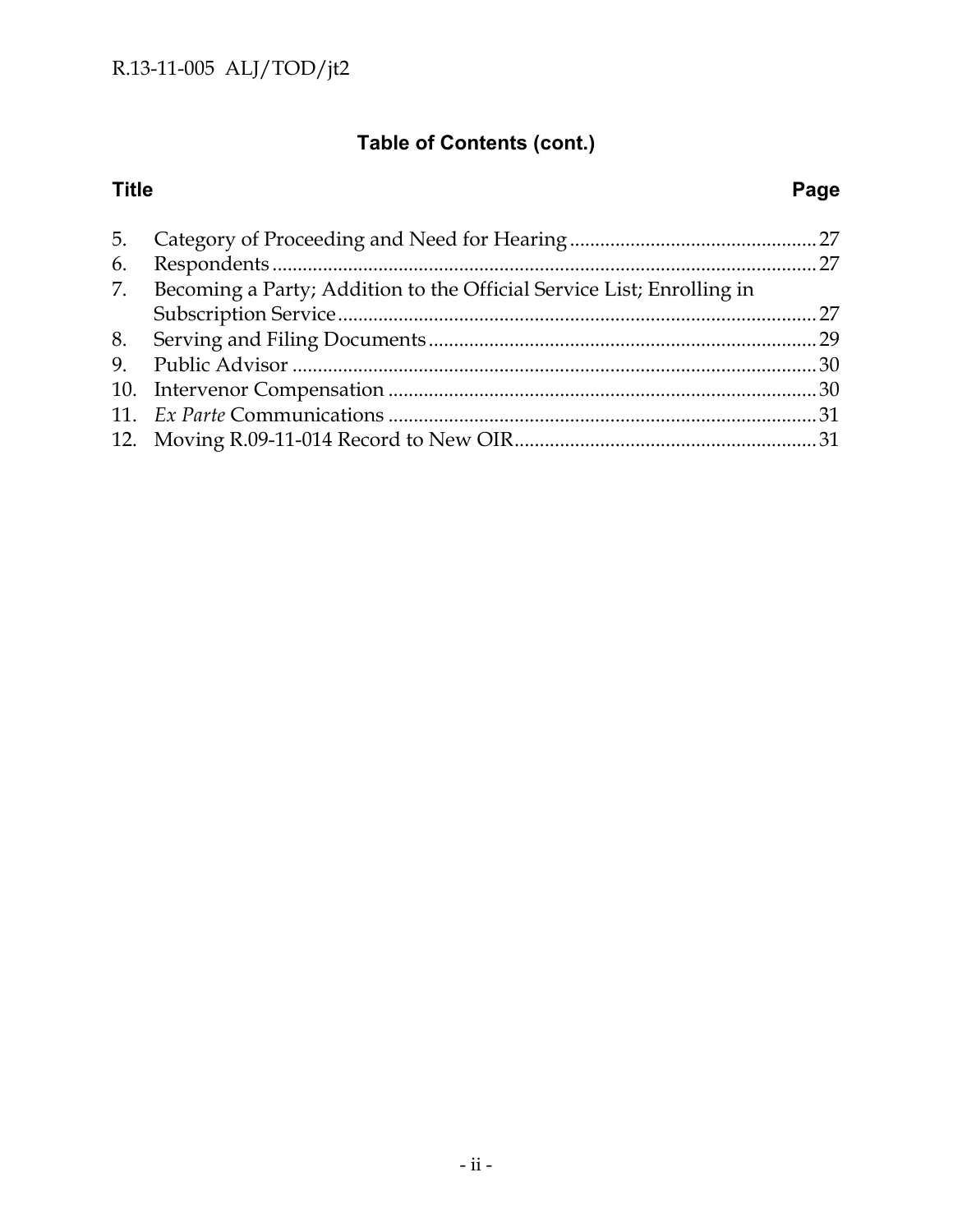## Table of Contents (cont.)

| Title | Page |
|---|---|
| 5. Category of Proceeding and Need for Hearing | 27 |
| 6. Respondents | 27 |
| 7. Becoming a Party; Addition to the Official Service List; Enrolling in Subscription Service | 27 |
| 8. Serving and Filing Documents | 29 |
| 9. Public Advisor | 30 |
| 10. Intervenor Compensation | 30 |
| 11. *Ex Parte* Communications | 31 |
| 12. Moving R.09-11-014 Record to New OIR | 31 |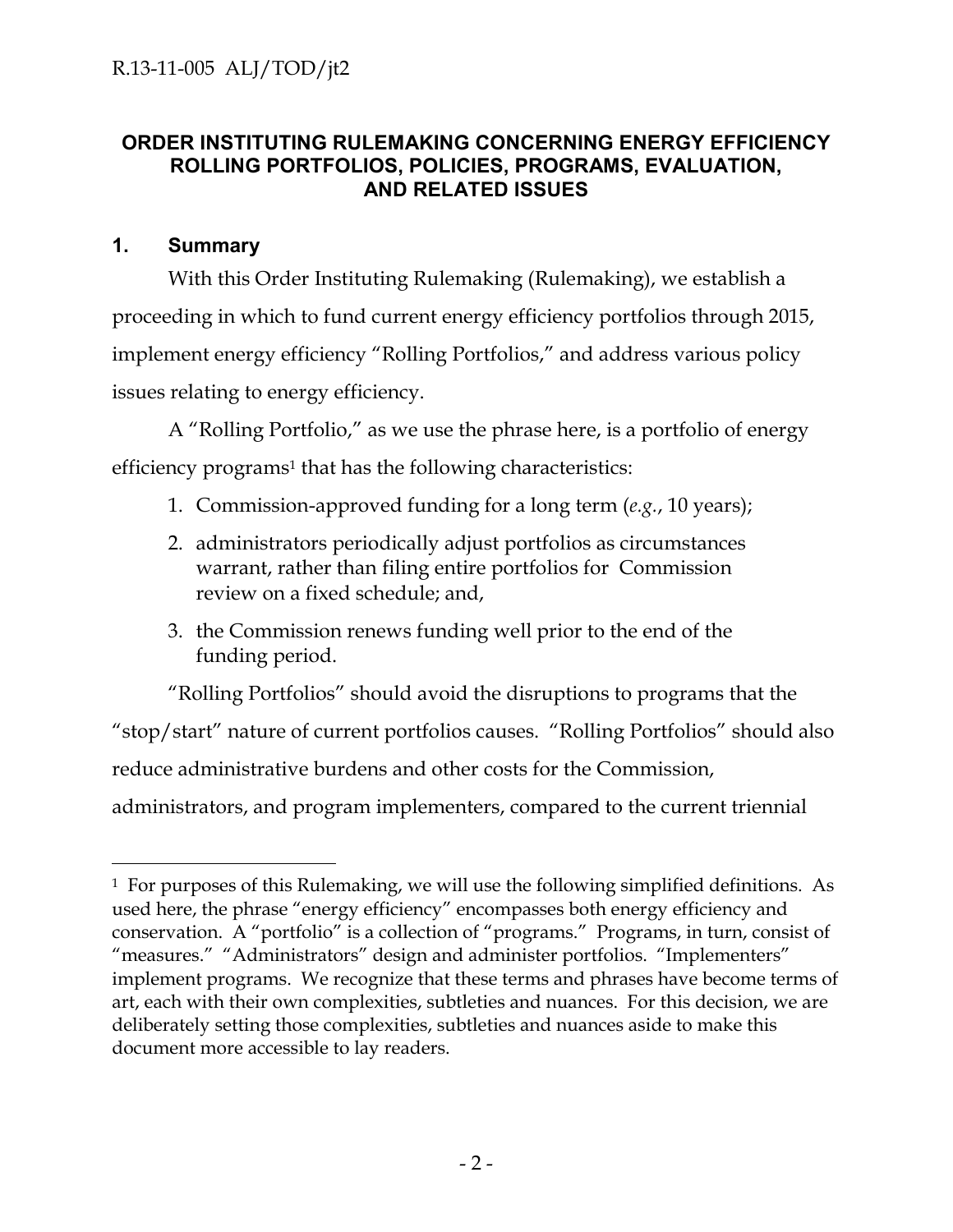## ORDER INSTITUTING RULEMAKING CONCERNING ENERGY EFFICIENCY ROLLING PORTFOLIOS, POLICIES, PROGRAMS, EVALUATION, AND RELATED ISSUES

### 1. Summary

With this Order Instituting Rulemaking (Rulemaking), we establish a proceeding in which to fund current energy efficiency portfolios through 2015, implement energy efficiency "Rolling Portfolios," and address various policy issues relating to energy efficiency.

A "Rolling Portfolio," as we use the phrase here, is a portfolio of energy efficiency programs[1] that has the following characteristics:

1. Commission-approved funding for a long term (*e.g.*, 10 years);
2. administrators periodically adjust portfolios as circumstances warrant, rather than filing entire portfolios for Commission review on a fixed schedule; and,
3. the Commission renews funding well prior to the end of the funding period.

"Rolling Portfolios" should avoid the disruptions to programs that the "stop/start" nature of current portfolios causes. "Rolling Portfolios" should also reduce administrative burdens and other costs for the Commission, administrators, and program implementers, compared to the current triennial

---

[1] For purposes of this Rulemaking, we will use the following simplified definitions. As used here, the phrase "energy efficiency" encompasses both energy efficiency and conservation. A "portfolio" is a collection of "programs." Programs, in turn, consist of "measures." "Administrators" design and administer portfolios. "Implementers" implement programs. We recognize that these terms and phrases have become terms of art, each with their own complexities, subtleties and nuances. For this decision, we are deliberately setting those complexities, subtleties and nuances aside to make this document more accessible to lay readers.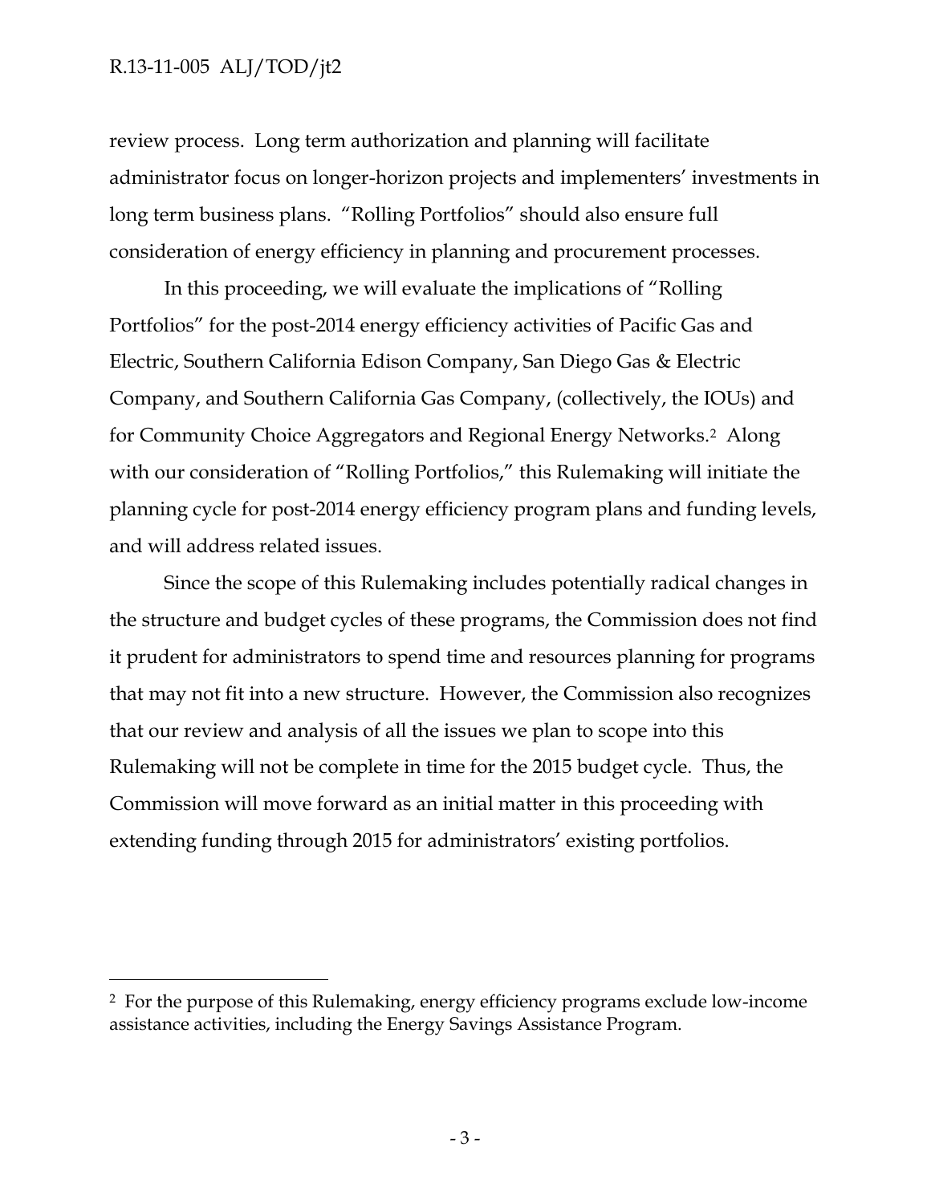review process. Long term authorization and planning will facilitate administrator focus on longer-horizon projects and implementers' investments in long term business plans. "Rolling Portfolios" should also ensure full consideration of energy efficiency in planning and procurement processes.

In this proceeding, we will evaluate the implications of "Rolling Portfolios" for the post-2014 energy efficiency activities of Pacific Gas and Electric, Southern California Edison Company, San Diego Gas & Electric Company, and Southern California Gas Company, (collectively, the IOUs) and for Community Choice Aggregators and Regional Energy Networks.[2] Along with our consideration of "Rolling Portfolios," this Rulemaking will initiate the planning cycle for post-2014 energy efficiency program plans and funding levels, and will address related issues.

Since the scope of this Rulemaking includes potentially radical changes in the structure and budget cycles of these programs, the Commission does not find it prudent for administrators to spend time and resources planning for programs that may not fit into a new structure. However, the Commission also recognizes that our review and analysis of all the issues we plan to scope into this Rulemaking will not be complete in time for the 2015 budget cycle. Thus, the Commission will move forward as an initial matter in this proceeding with extending funding through 2015 for administrators' existing portfolios.

---

[2] For the purpose of this Rulemaking, energy efficiency programs exclude low-income assistance activities, including the Energy Savings Assistance Program.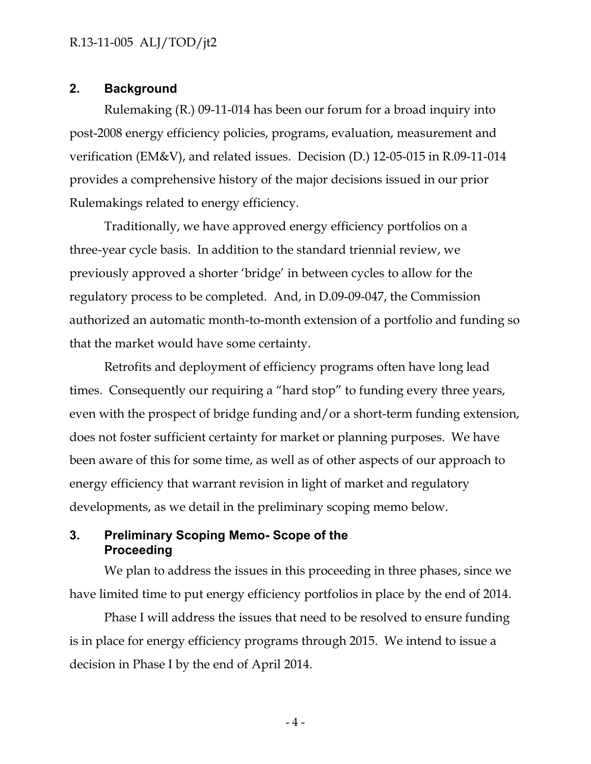## 2. Background

Rulemaking (R.) 09-11-014 has been our forum for a broad inquiry into post-2008 energy efficiency policies, programs, evaluation, measurement and verification (EM&V), and related issues. Decision (D.) 12-05-015 in R.09-11-014 provides a comprehensive history of the major decisions issued in our prior Rulemakings related to energy efficiency.

Traditionally, we have approved energy efficiency portfolios on a three-year cycle basis. In addition to the standard triennial review, we previously approved a shorter 'bridge' in between cycles to allow for the regulatory process to be completed. And, in D.09-09-047, the Commission authorized an automatic month-to-month extension of a portfolio and funding so that the market would have some certainty.

Retrofits and deployment of efficiency programs often have long lead times. Consequently our requiring a "hard stop" to funding every three years, even with the prospect of bridge funding and/or a short-term funding extension, does not foster sufficient certainty for market or planning purposes. We have been aware of this for some time, as well as of other aspects of our approach to energy efficiency that warrant revision in light of market and regulatory developments, as we detail in the preliminary scoping memo below.

## 3. Preliminary Scoping Memo- Scope of the Proceeding

We plan to address the issues in this proceeding in three phases, since we have limited time to put energy efficiency portfolios in place by the end of 2014.

Phase I will address the issues that need to be resolved to ensure funding is in place for energy efficiency programs through 2015. We intend to issue a decision in Phase I by the end of April 2014.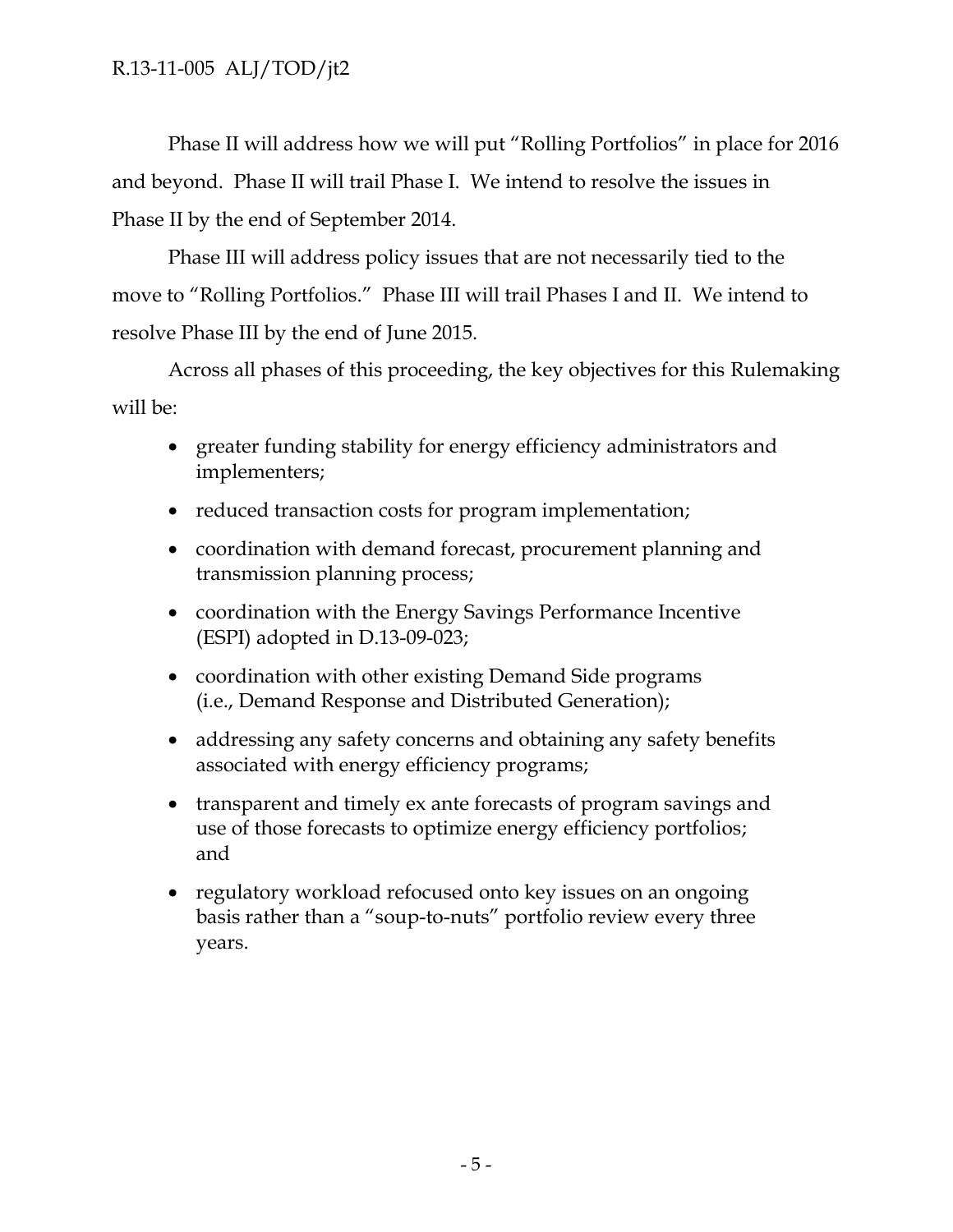Phase II will address how we will put "Rolling Portfolios" in place for 2016 and beyond. Phase II will trail Phase I. We intend to resolve the issues in Phase II by the end of September 2014.

Phase III will address policy issues that are not necessarily tied to the move to "Rolling Portfolios." Phase III will trail Phases I and II. We intend to resolve Phase III by the end of June 2015.

Across all phases of this proceeding, the key objectives for this Rulemaking will be:

- greater funding stability for energy efficiency administrators and implementers;
- reduced transaction costs for program implementation;
- coordination with demand forecast, procurement planning and transmission planning process;
- coordination with the Energy Savings Performance Incentive (ESPI) adopted in D.13-09-023;
- coordination with other existing Demand Side programs (i.e., Demand Response and Distributed Generation);
- addressing any safety concerns and obtaining any safety benefits associated with energy efficiency programs;
- transparent and timely ex ante forecasts of program savings and use of those forecasts to optimize energy efficiency portfolios; and
- regulatory workload refocused onto key issues on an ongoing basis rather than a "soup-to-nuts" portfolio review every three years.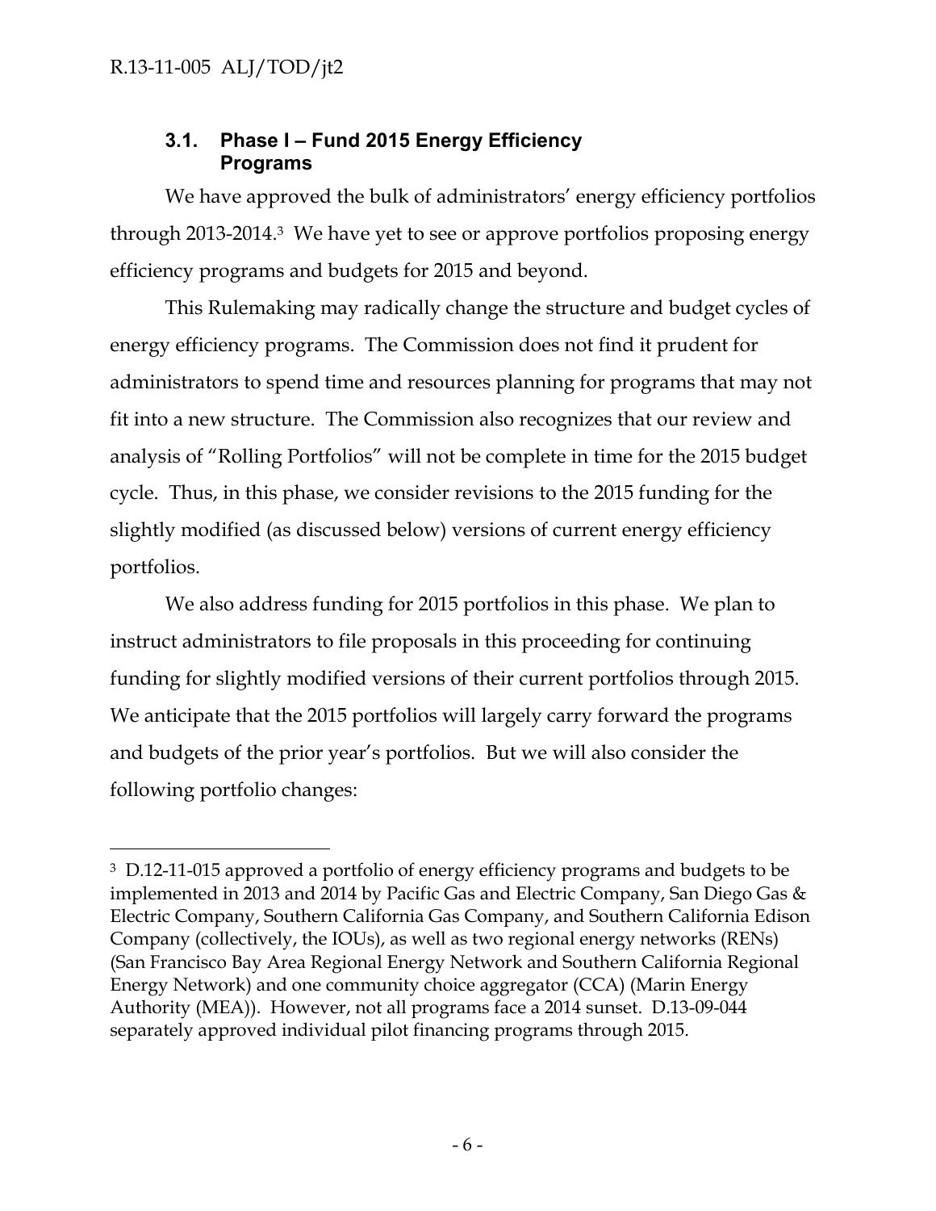### 3.1. Phase I – Fund 2015 Energy Efficiency Programs

We have approved the bulk of administrators' energy efficiency portfolios through 2013-2014.[3] We have yet to see or approve portfolios proposing energy efficiency programs and budgets for 2015 and beyond.

This Rulemaking may radically change the structure and budget cycles of energy efficiency programs. The Commission does not find it prudent for administrators to spend time and resources planning for programs that may not fit into a new structure. The Commission also recognizes that our review and analysis of "Rolling Portfolios" will not be complete in time for the 2015 budget cycle. Thus, in this phase, we consider revisions to the 2015 funding for the slightly modified (as discussed below) versions of current energy efficiency portfolios.

We also address funding for 2015 portfolios in this phase. We plan to instruct administrators to file proposals in this proceeding for continuing funding for slightly modified versions of their current portfolios through 2015. We anticipate that the 2015 portfolios will largely carry forward the programs and budgets of the prior year's portfolios. But we will also consider the following portfolio changes:

---

[3] D.12-11-015 approved a portfolio of energy efficiency programs and budgets to be implemented in 2013 and 2014 by Pacific Gas and Electric Company, San Diego Gas & Electric Company, Southern California Gas Company, and Southern California Edison Company (collectively, the IOUs), as well as two regional energy networks (RENs) (San Francisco Bay Area Regional Energy Network and Southern California Regional Energy Network) and one community choice aggregator (CCA) (Marin Energy Authority (MEA)). However, not all programs face a 2014 sunset. D.13-09-044 separately approved individual pilot financing programs through 2015.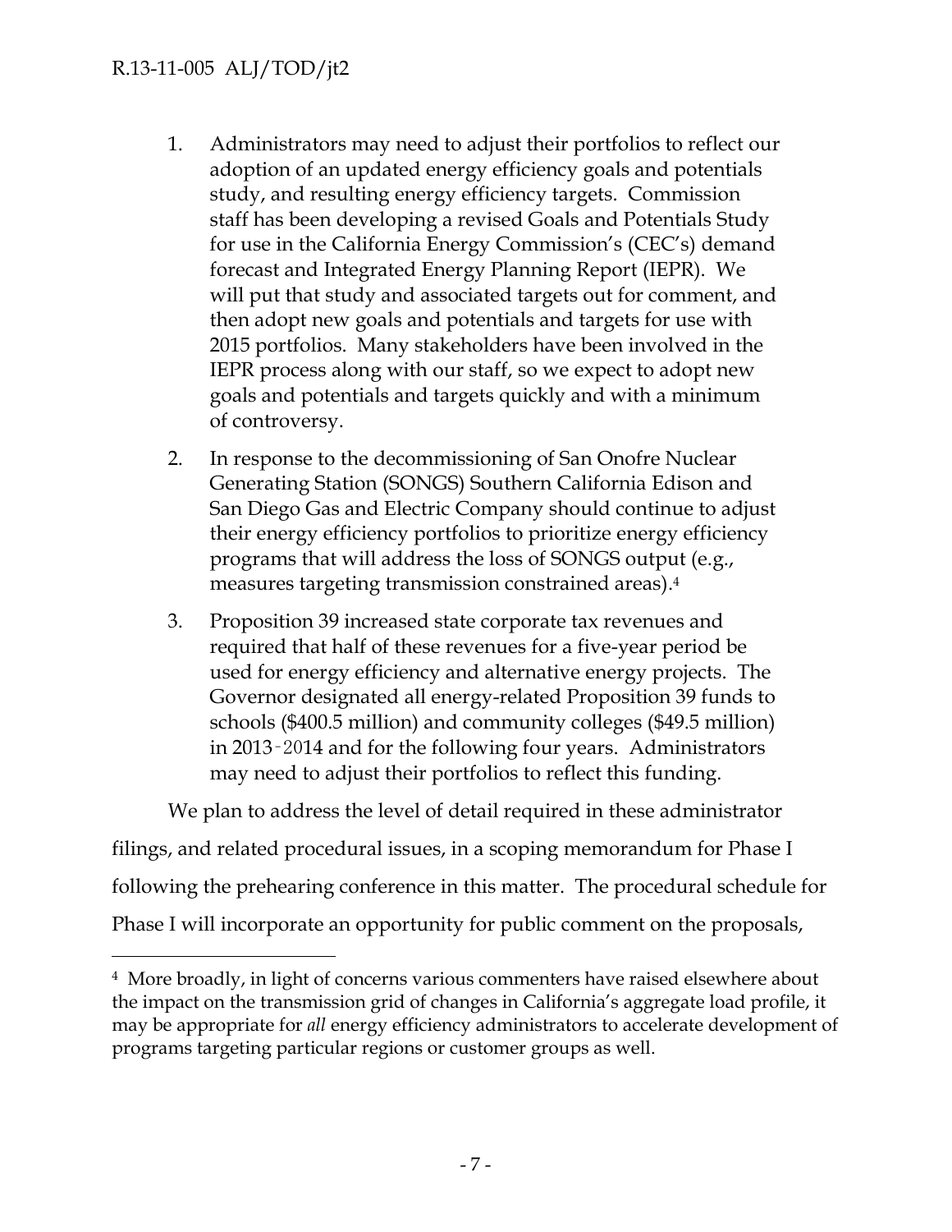1. Administrators may need to adjust their portfolios to reflect our adoption of an updated energy efficiency goals and potentials study, and resulting energy efficiency targets. Commission staff has been developing a revised Goals and Potentials Study for use in the California Energy Commission's (CEC's) demand forecast and Integrated Energy Planning Report (IEPR). We will put that study and associated targets out for comment, and then adopt new goals and potentials and targets for use with 2015 portfolios. Many stakeholders have been involved in the IEPR process along with our staff, so we expect to adopt new goals and potentials and targets quickly and with a minimum of controversy.

2. In response to the decommissioning of San Onofre Nuclear Generating Station (SONGS) Southern California Edison and San Diego Gas and Electric Company should continue to adjust their energy efficiency portfolios to prioritize energy efficiency programs that will address the loss of SONGS output (e.g., measures targeting transmission constrained areas).[4]

3. Proposition 39 increased state corporate tax revenues and required that half of these revenues for a five-year period be used for energy efficiency and alternative energy projects. The Governor designated all energy-related Proposition 39 funds to schools ($400.5 million) and community colleges ($49.5 million) in 2013-2014 and for the following four years. Administrators may need to adjust their portfolios to reflect this funding.

We plan to address the level of detail required in these administrator filings, and related procedural issues, in a scoping memorandum for Phase I following the prehearing conference in this matter. The procedural schedule for Phase I will incorporate an opportunity for public comment on the proposals,

---

[4] More broadly, in light of concerns various commenters have raised elsewhere about the impact on the transmission grid of changes in California's aggregate load profile, it may be appropriate for *all* energy efficiency administrators to accelerate development of programs targeting particular regions or customer groups as well.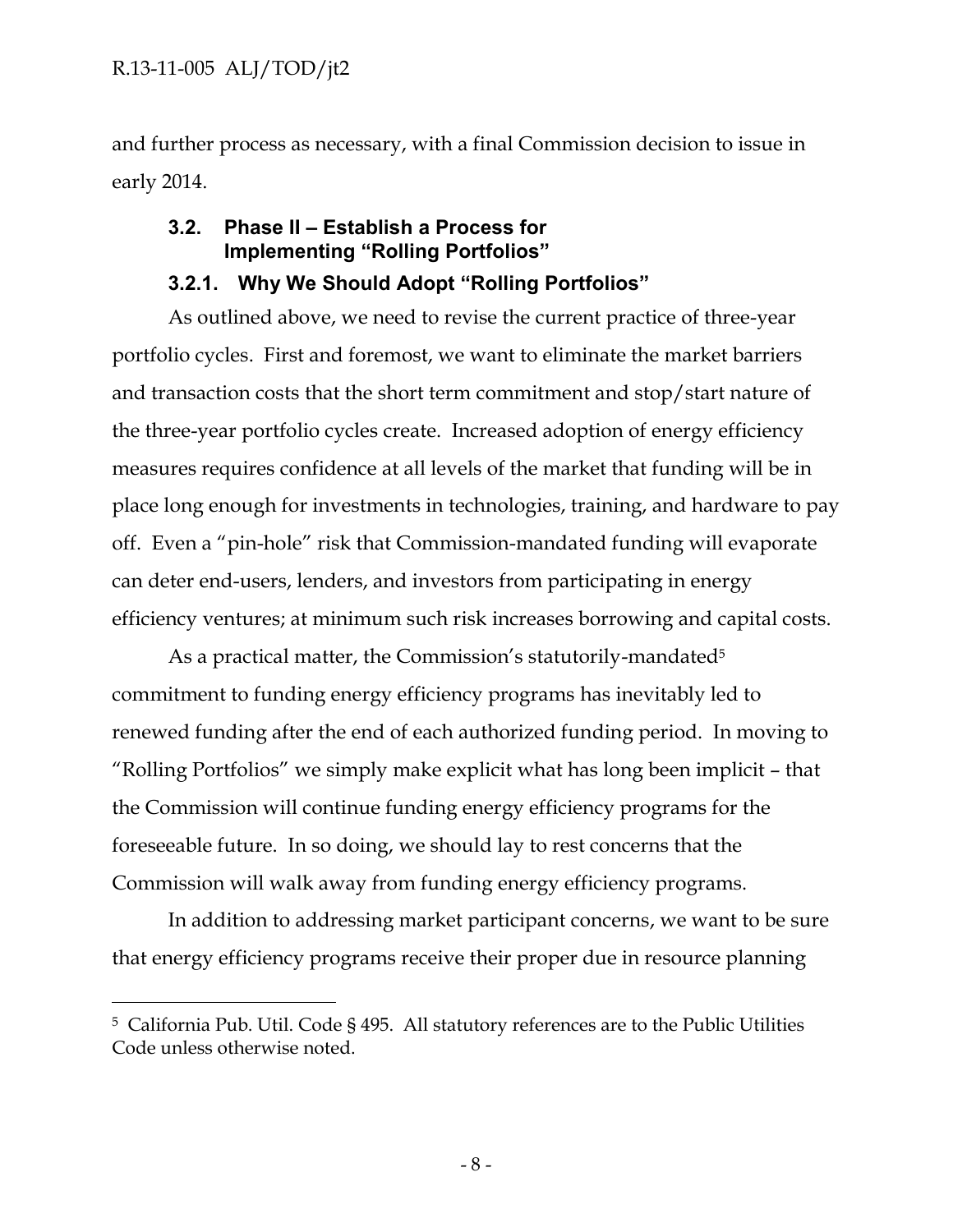and further process as necessary, with a final Commission decision to issue in early 2014.

### 3.2. Phase II – Establish a Process for Implementing "Rolling Portfolios"

#### 3.2.1. Why We Should Adopt "Rolling Portfolios"

As outlined above, we need to revise the current practice of three-year portfolio cycles. First and foremost, we want to eliminate the market barriers and transaction costs that the short term commitment and stop/start nature of the three-year portfolio cycles create. Increased adoption of energy efficiency measures requires confidence at all levels of the market that funding will be in place long enough for investments in technologies, training, and hardware to pay off. Even a "pin-hole" risk that Commission-mandated funding will evaporate can deter end-users, lenders, and investors from participating in energy efficiency ventures; at minimum such risk increases borrowing and capital costs.

As a practical matter, the Commission's statutorily-mandated[5] commitment to funding energy efficiency programs has inevitably led to renewed funding after the end of each authorized funding period. In moving to "Rolling Portfolios" we simply make explicit what has long been implicit – that the Commission will continue funding energy efficiency programs for the foreseeable future. In so doing, we should lay to rest concerns that the Commission will walk away from funding energy efficiency programs.

In addition to addressing market participant concerns, we want to be sure that energy efficiency programs receive their proper due in resource planning

---

[5] California Pub. Util. Code § 495. All statutory references are to the Public Utilities Code unless otherwise noted.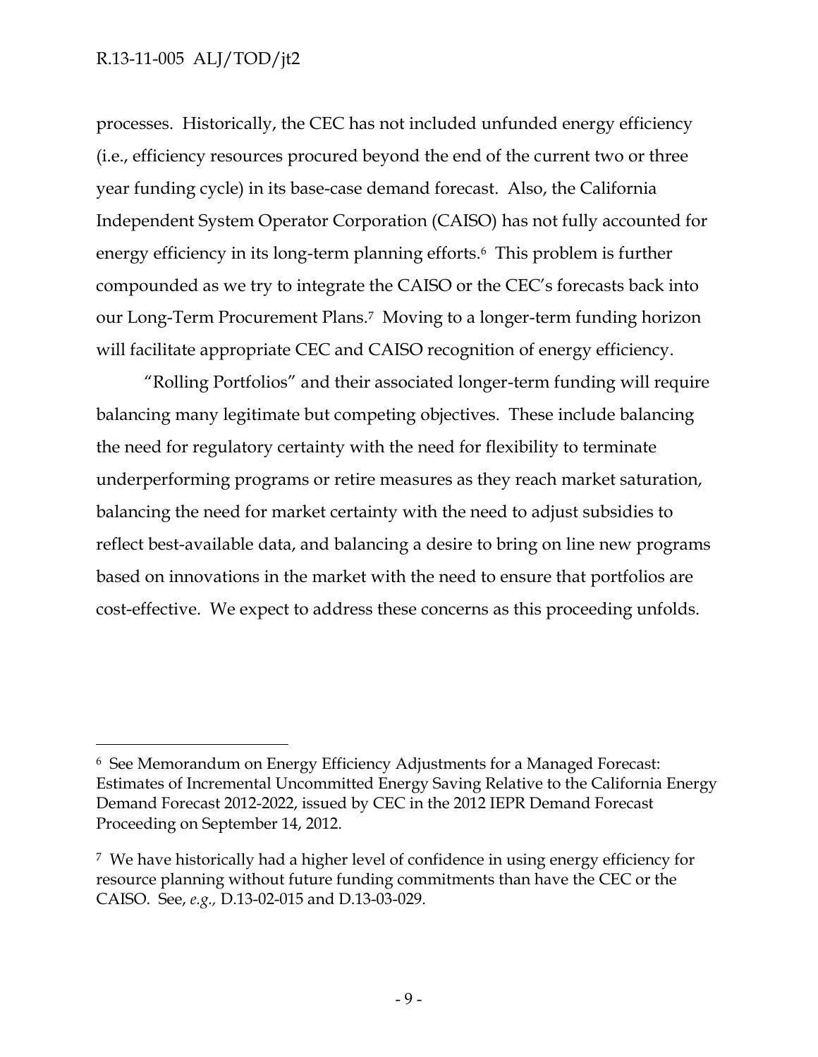processes. Historically, the CEC has not included unfunded energy efficiency (i.e., efficiency resources procured beyond the end of the current two or three year funding cycle) in its base-case demand forecast. Also, the California Independent System Operator Corporation (CAISO) has not fully accounted for energy efficiency in its long-term planning efforts.[6] This problem is further compounded as we try to integrate the CAISO or the CEC's forecasts back into our Long-Term Procurement Plans.[7] Moving to a longer-term funding horizon will facilitate appropriate CEC and CAISO recognition of energy efficiency.

"Rolling Portfolios" and their associated longer-term funding will require balancing many legitimate but competing objectives. These include balancing the need for regulatory certainty with the need for flexibility to terminate underperforming programs or retire measures as they reach market saturation, balancing the need for market certainty with the need to adjust subsidies to reflect best-available data, and balancing a desire to bring on line new programs based on innovations in the market with the need to ensure that portfolios are cost-effective. We expect to address these concerns as this proceeding unfolds.

---

[6] See Memorandum on Energy Efficiency Adjustments for a Managed Forecast: Estimates of Incremental Uncommitted Energy Saving Relative to the California Energy Demand Forecast 2012-2022, issued by CEC in the 2012 IEPR Demand Forecast Proceeding on September 14, 2012.

[7] We have historically had a higher level of confidence in using energy efficiency for resource planning without future funding commitments than have the CEC or the CAISO. See, *e.g.,* D.13-02-015 and D.13-03-029.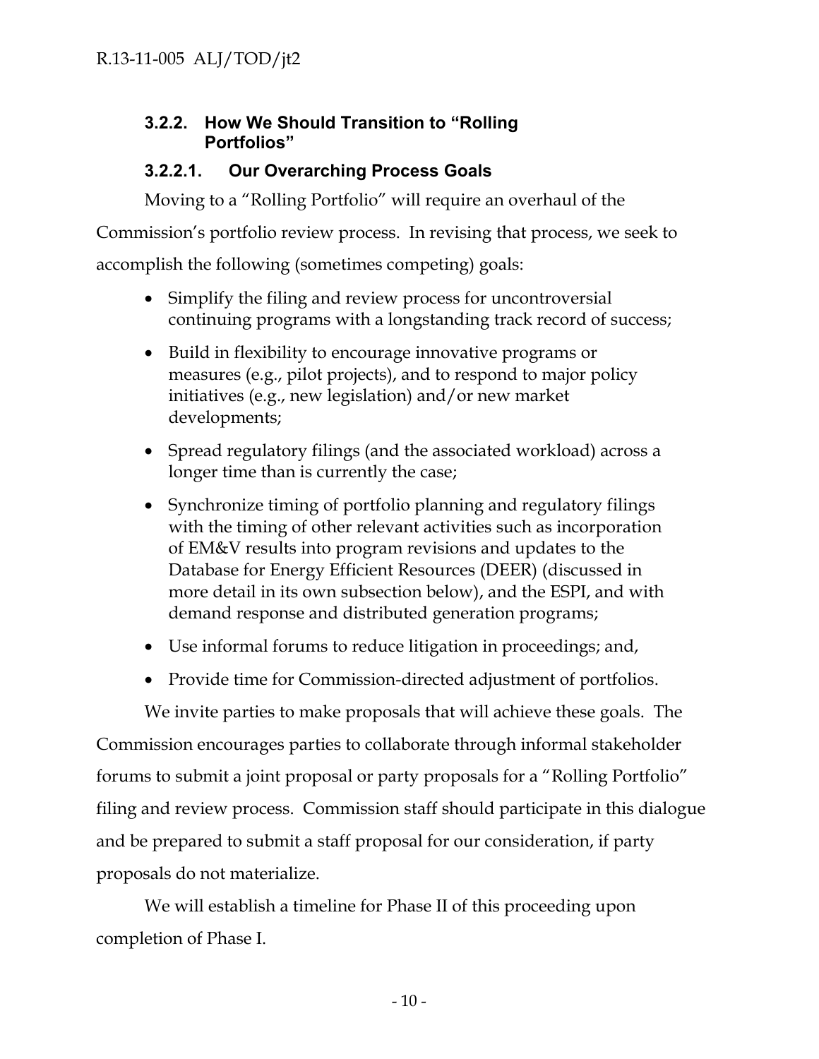### 3.2.2. How We Should Transition to "Rolling Portfolios"

#### 3.2.2.1. Our Overarching Process Goals

Moving to a "Rolling Portfolio" will require an overhaul of the Commission's portfolio review process. In revising that process, we seek to accomplish the following (sometimes competing) goals:

- Simplify the filing and review process for uncontroversial continuing programs with a longstanding track record of success;
- Build in flexibility to encourage innovative programs or measures (e.g., pilot projects), and to respond to major policy initiatives (e.g., new legislation) and/or new market developments;
- Spread regulatory filings (and the associated workload) across a longer time than is currently the case;
- Synchronize timing of portfolio planning and regulatory filings with the timing of other relevant activities such as incorporation of EM&V results into program revisions and updates to the Database for Energy Efficient Resources (DEER) (discussed in more detail in its own subsection below), and the ESPI, and with demand response and distributed generation programs;
- Use informal forums to reduce litigation in proceedings; and,
- Provide time for Commission-directed adjustment of portfolios.

We invite parties to make proposals that will achieve these goals. The Commission encourages parties to collaborate through informal stakeholder forums to submit a joint proposal or party proposals for a "Rolling Portfolio" filing and review process. Commission staff should participate in this dialogue and be prepared to submit a staff proposal for our consideration, if party proposals do not materialize.

We will establish a timeline for Phase II of this proceeding upon completion of Phase I.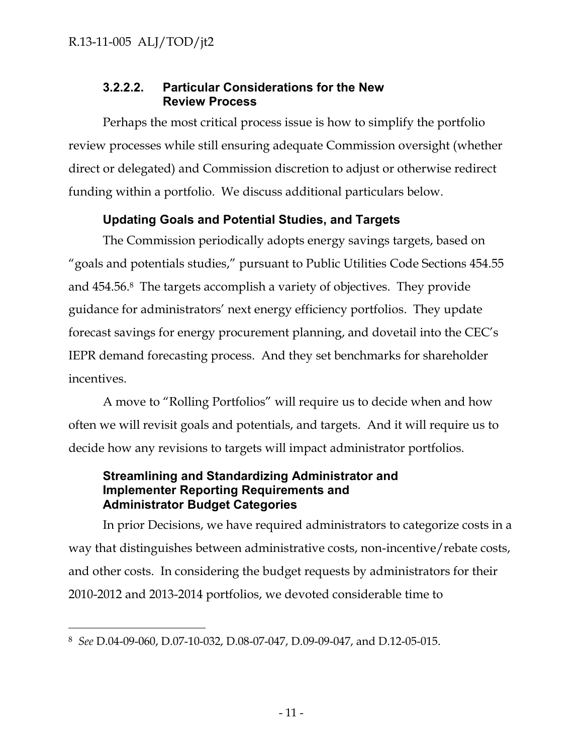#### 3.2.2.2. Particular Considerations for the New Review Process

Perhaps the most critical process issue is how to simplify the portfolio review processes while still ensuring adequate Commission oversight (whether direct or delegated) and Commission discretion to adjust or otherwise redirect funding within a portfolio. We discuss additional particulars below.

**Updating Goals and Potential Studies, and Targets**

The Commission periodically adopts energy savings targets, based on "goals and potentials studies," pursuant to Public Utilities Code Sections 454.55 and 454.56.[8] The targets accomplish a variety of objectives. They provide guidance for administrators' next energy efficiency portfolios. They update forecast savings for energy procurement planning, and dovetail into the CEC's IEPR demand forecasting process. And they set benchmarks for shareholder incentives.

A move to "Rolling Portfolios" will require us to decide when and how often we will revisit goals and potentials, and targets. And it will require us to decide how any revisions to targets will impact administrator portfolios.

**Streamlining and Standardizing Administrator and Implementer Reporting Requirements and Administrator Budget Categories**

In prior Decisions, we have required administrators to categorize costs in a way that distinguishes between administrative costs, non-incentive/rebate costs, and other costs. In considering the budget requests by administrators for their 2010-2012 and 2013-2014 portfolios, we devoted considerable time to

---

[8] *See* D.04-09-060, D.07-10-032, D.08-07-047, D.09-09-047, and D.12-05-015.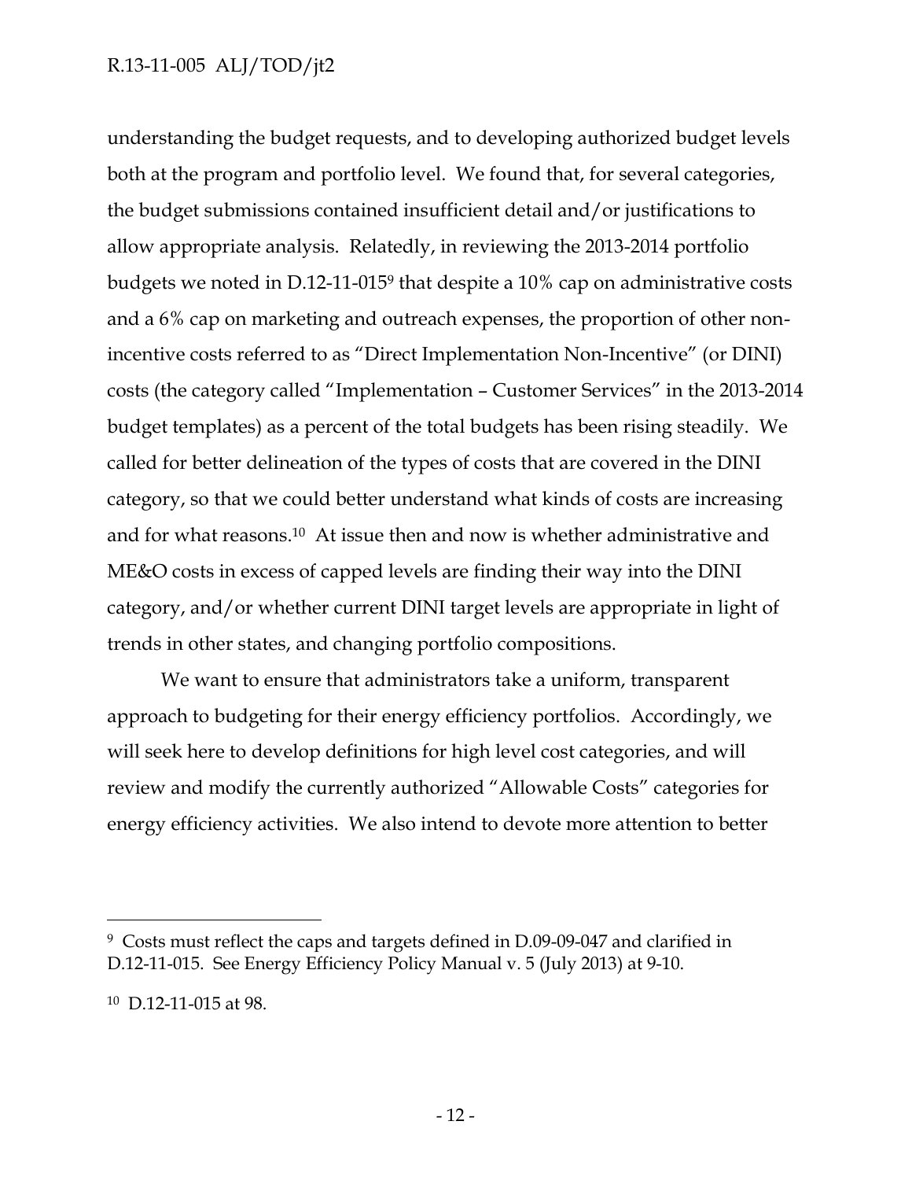understanding the budget requests, and to developing authorized budget levels both at the program and portfolio level. We found that, for several categories, the budget submissions contained insufficient detail and/or justifications to allow appropriate analysis. Relatedly, in reviewing the 2013-2014 portfolio budgets we noted in D.12-11-015[9] that despite a 10% cap on administrative costs and a 6% cap on marketing and outreach expenses, the proportion of other non-incentive costs referred to as "Direct Implementation Non-Incentive" (or DINI) costs (the category called "Implementation – Customer Services" in the 2013-2014 budget templates) as a percent of the total budgets has been rising steadily. We called for better delineation of the types of costs that are covered in the DINI category, so that we could better understand what kinds of costs are increasing and for what reasons.[10] At issue then and now is whether administrative and ME&O costs in excess of capped levels are finding their way into the DINI category, and/or whether current DINI target levels are appropriate in light of trends in other states, and changing portfolio compositions.

We want to ensure that administrators take a uniform, transparent approach to budgeting for their energy efficiency portfolios. Accordingly, we will seek here to develop definitions for high level cost categories, and will review and modify the currently authorized "Allowable Costs" categories for energy efficiency activities. We also intend to devote more attention to better

---

[9] Costs must reflect the caps and targets defined in D.09-09-047 and clarified in D.12-11-015. See Energy Efficiency Policy Manual v. 5 (July 2013) at 9-10.

[10] D.12-11-015 at 98.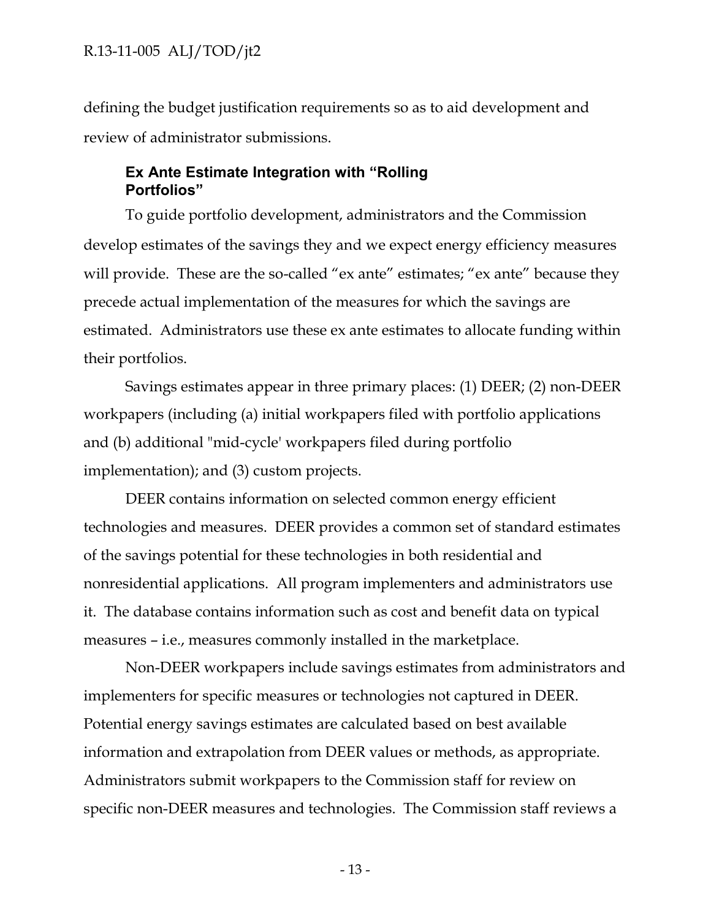defining the budget justification requirements so as to aid development and review of administrator submissions.

### Ex Ante Estimate Integration with "Rolling Portfolios"

To guide portfolio development, administrators and the Commission develop estimates of the savings they and we expect energy efficiency measures will provide. These are the so-called "ex ante" estimates; "ex ante" because they precede actual implementation of the measures for which the savings are estimated. Administrators use these ex ante estimates to allocate funding within their portfolios.

Savings estimates appear in three primary places: (1) DEER; (2) non-DEER workpapers (including (a) initial workpapers filed with portfolio applications and (b) additional "mid-cycle' workpapers filed during portfolio implementation); and (3) custom projects.

DEER contains information on selected common energy efficient technologies and measures. DEER provides a common set of standard estimates of the savings potential for these technologies in both residential and nonresidential applications. All program implementers and administrators use it. The database contains information such as cost and benefit data on typical measures – i.e., measures commonly installed in the marketplace.

Non-DEER workpapers include savings estimates from administrators and implementers for specific measures or technologies not captured in DEER. Potential energy savings estimates are calculated based on best available information and extrapolation from DEER values or methods, as appropriate. Administrators submit workpapers to the Commission staff for review on specific non-DEER measures and technologies. The Commission staff reviews a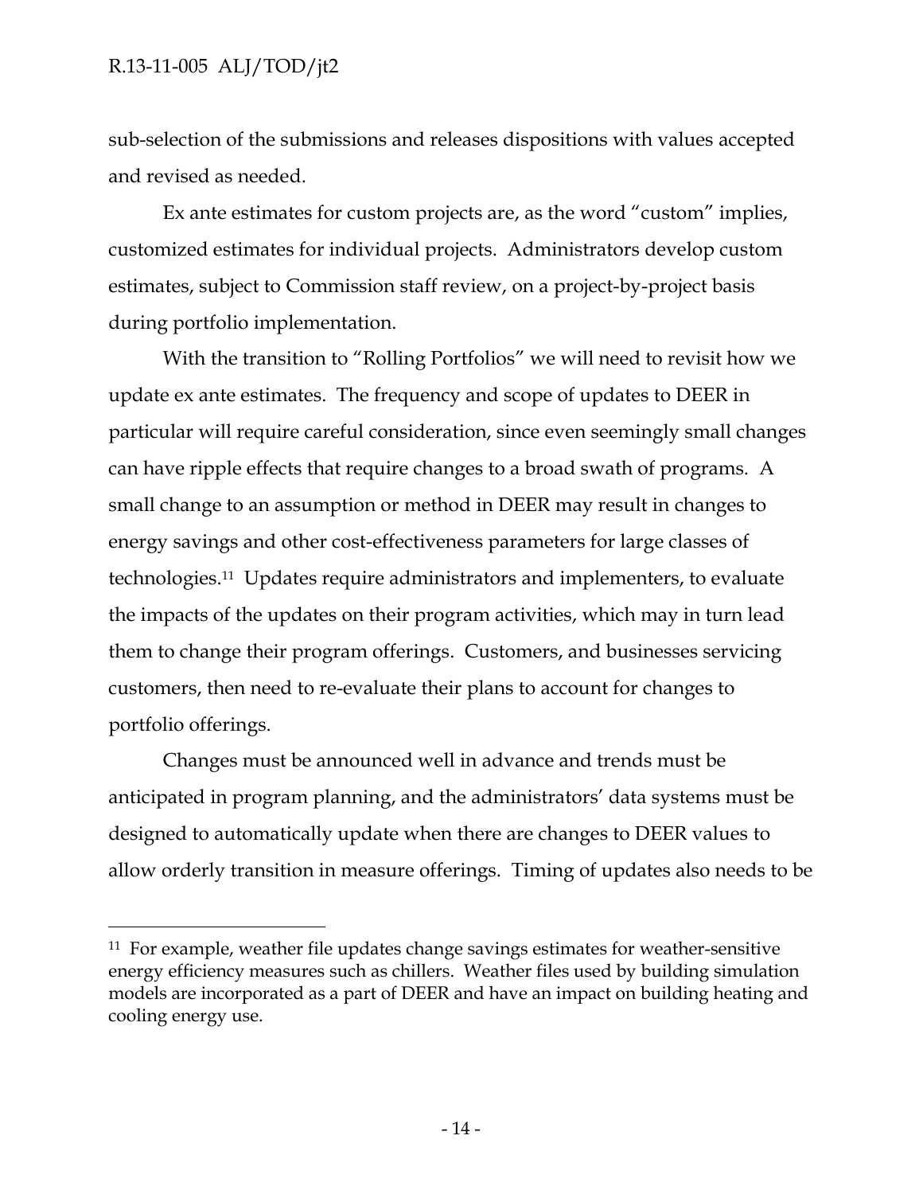sub-selection of the submissions and releases dispositions with values accepted and revised as needed.

Ex ante estimates for custom projects are, as the word "custom" implies, customized estimates for individual projects. Administrators develop custom estimates, subject to Commission staff review, on a project-by-project basis during portfolio implementation.

With the transition to "Rolling Portfolios" we will need to revisit how we update ex ante estimates. The frequency and scope of updates to DEER in particular will require careful consideration, since even seemingly small changes can have ripple effects that require changes to a broad swath of programs. A small change to an assumption or method in DEER may result in changes to energy savings and other cost-effectiveness parameters for large classes of technologies.[11] Updates require administrators and implementers, to evaluate the impacts of the updates on their program activities, which may in turn lead them to change their program offerings. Customers, and businesses servicing customers, then need to re-evaluate their plans to account for changes to portfolio offerings.

Changes must be announced well in advance and trends must be anticipated in program planning, and the administrators' data systems must be designed to automatically update when there are changes to DEER values to allow orderly transition in measure offerings. Timing of updates also needs to be

---

[11] For example, weather file updates change savings estimates for weather-sensitive energy efficiency measures such as chillers. Weather files used by building simulation models are incorporated as a part of DEER and have an impact on building heating and cooling energy use.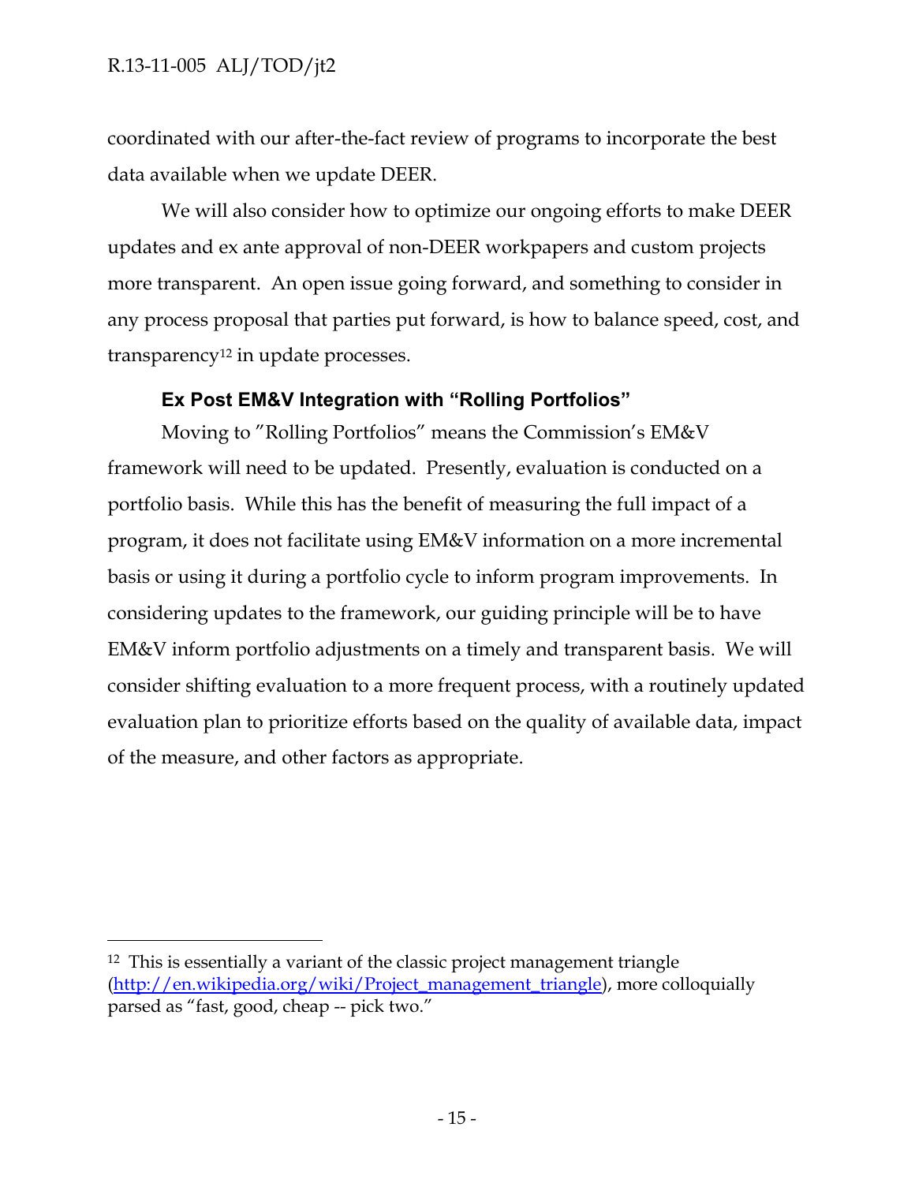coordinated with our after-the-fact review of programs to incorporate the best data available when we update DEER.

We will also consider how to optimize our ongoing efforts to make DEER updates and ex ante approval of non-DEER workpapers and custom projects more transparent. An open issue going forward, and something to consider in any process proposal that parties put forward, is how to balance speed, cost, and transparency[12] in update processes.

### Ex Post EM&V Integration with "Rolling Portfolios"

Moving to "Rolling Portfolios" means the Commission's EM&V framework will need to be updated. Presently, evaluation is conducted on a portfolio basis. While this has the benefit of measuring the full impact of a program, it does not facilitate using EM&V information on a more incremental basis or using it during a portfolio cycle to inform program improvements. In considering updates to the framework, our guiding principle will be to have EM&V inform portfolio adjustments on a timely and transparent basis. We will consider shifting evaluation to a more frequent process, with a routinely updated evaluation plan to prioritize efforts based on the quality of available data, impact of the measure, and other factors as appropriate.

---

[12] This is essentially a variant of the classic project management triangle (http://en.wikipedia.org/wiki/Project_management_triangle), more colloquially parsed as "fast, good, cheap -- pick two."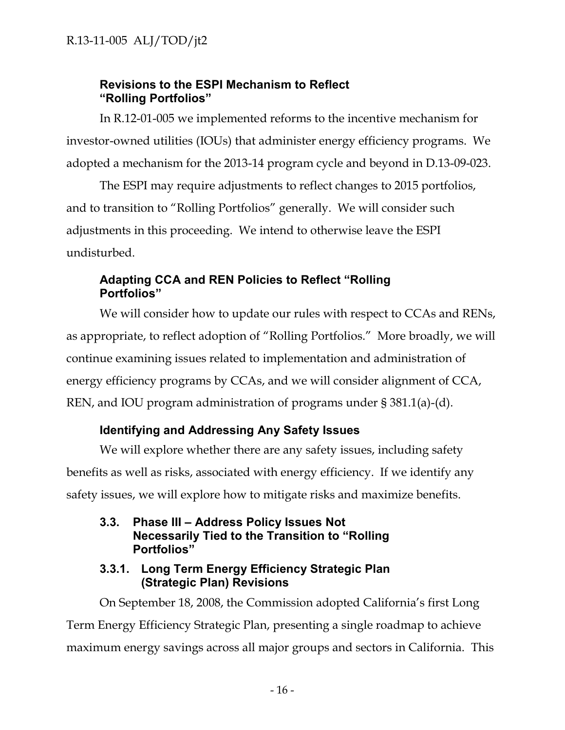#### Revisions to the ESPI Mechanism to Reflect "Rolling Portfolios"

In R.12-01-005 we implemented reforms to the incentive mechanism for investor-owned utilities (IOUs) that administer energy efficiency programs. We adopted a mechanism for the 2013-14 program cycle and beyond in D.13-09-023.

The ESPI may require adjustments to reflect changes to 2015 portfolios, and to transition to "Rolling Portfolios" generally. We will consider such adjustments in this proceeding. We intend to otherwise leave the ESPI undisturbed.

#### Adapting CCA and REN Policies to Reflect "Rolling Portfolios"

We will consider how to update our rules with respect to CCAs and RENs, as appropriate, to reflect adoption of "Rolling Portfolios." More broadly, we will continue examining issues related to implementation and administration of energy efficiency programs by CCAs, and we will consider alignment of CCA, REN, and IOU program administration of programs under § 381.1(a)-(d).

#### Identifying and Addressing Any Safety Issues

We will explore whether there are any safety issues, including safety benefits as well as risks, associated with energy efficiency. If we identify any safety issues, we will explore how to mitigate risks and maximize benefits.

## 3.3. Phase III – Address Policy Issues Not Necessarily Tied to the Transition to "Rolling Portfolios"

### 3.3.1. Long Term Energy Efficiency Strategic Plan (Strategic Plan) Revisions

On September 18, 2008, the Commission adopted California's first Long Term Energy Efficiency Strategic Plan, presenting a single roadmap to achieve maximum energy savings across all major groups and sectors in California. This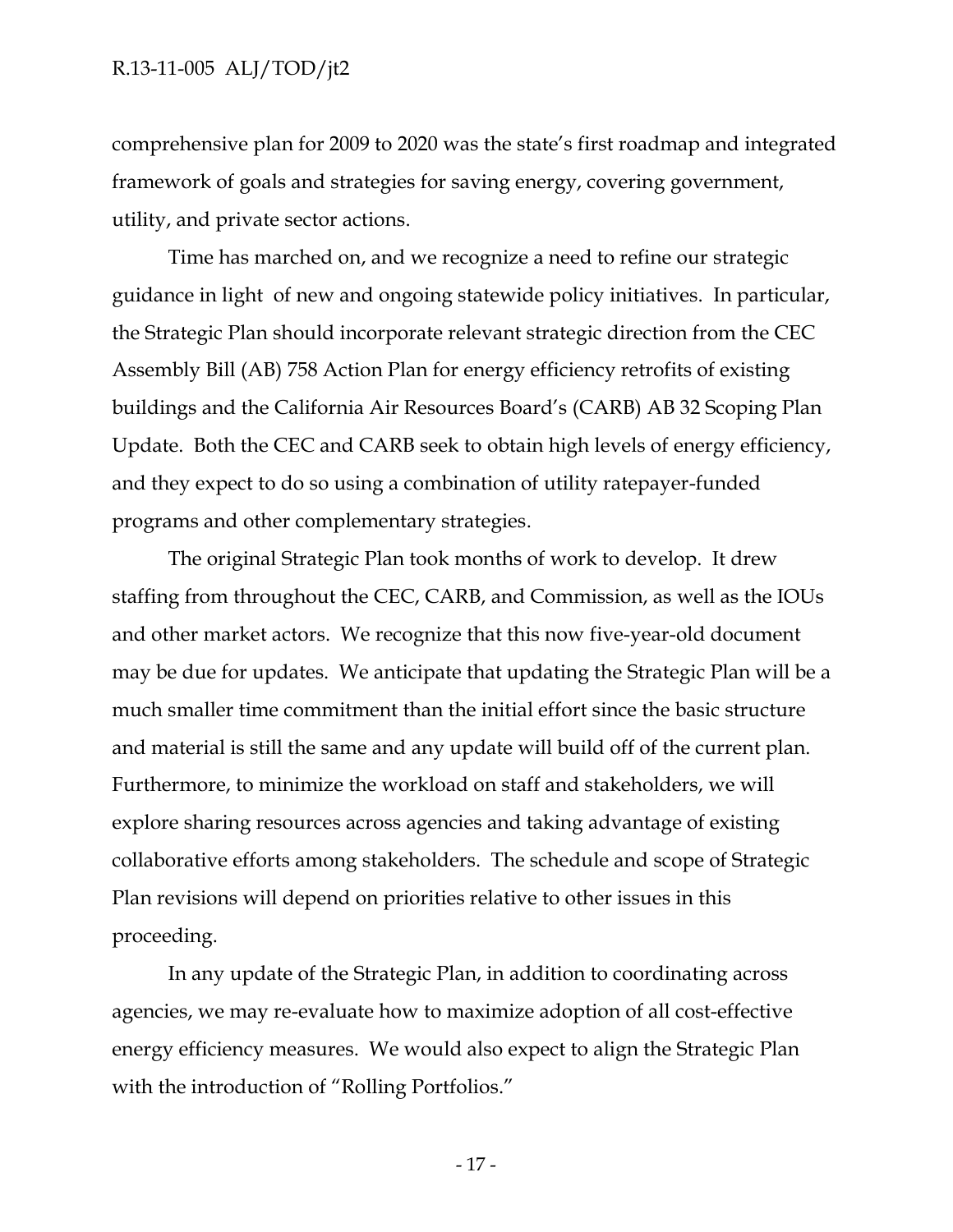comprehensive plan for 2009 to 2020 was the state's first roadmap and integrated framework of goals and strategies for saving energy, covering government, utility, and private sector actions.

Time has marched on, and we recognize a need to refine our strategic guidance in light of new and ongoing statewide policy initiatives. In particular, the Strategic Plan should incorporate relevant strategic direction from the CEC Assembly Bill (AB) 758 Action Plan for energy efficiency retrofits of existing buildings and the California Air Resources Board's (CARB) AB 32 Scoping Plan Update. Both the CEC and CARB seek to obtain high levels of energy efficiency, and they expect to do so using a combination of utility ratepayer-funded programs and other complementary strategies.

The original Strategic Plan took months of work to develop. It drew staffing from throughout the CEC, CARB, and Commission, as well as the IOUs and other market actors. We recognize that this now five-year-old document may be due for updates. We anticipate that updating the Strategic Plan will be a much smaller time commitment than the initial effort since the basic structure and material is still the same and any update will build off of the current plan. Furthermore, to minimize the workload on staff and stakeholders, we will explore sharing resources across agencies and taking advantage of existing collaborative efforts among stakeholders. The schedule and scope of Strategic Plan revisions will depend on priorities relative to other issues in this proceeding.

In any update of the Strategic Plan, in addition to coordinating across agencies, we may re-evaluate how to maximize adoption of all cost-effective energy efficiency measures. We would also expect to align the Strategic Plan with the introduction of "Rolling Portfolios."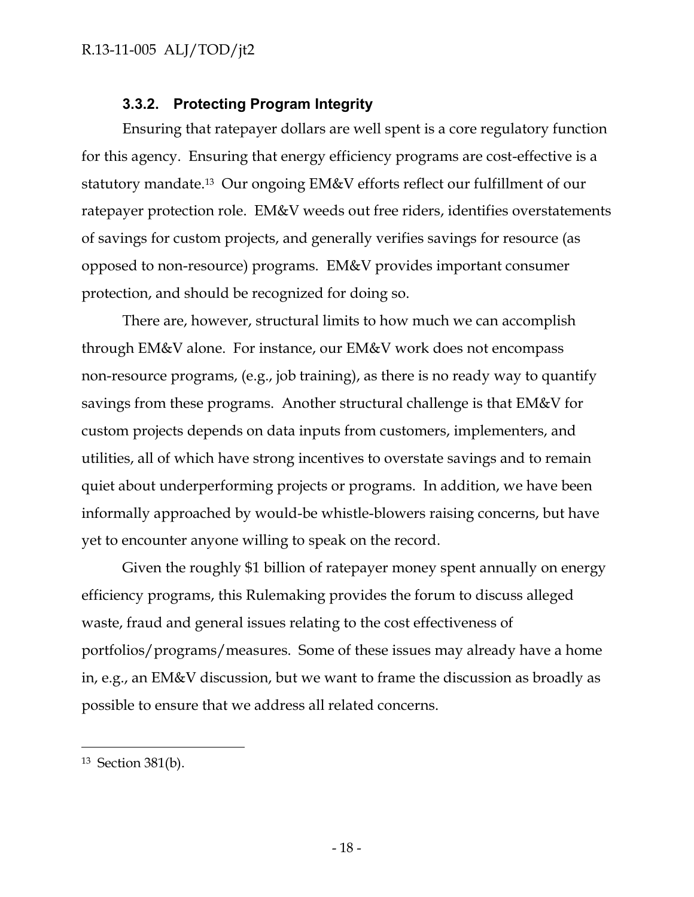### 3.3.2. Protecting Program Integrity

Ensuring that ratepayer dollars are well spent is a core regulatory function for this agency. Ensuring that energy efficiency programs are cost-effective is a statutory mandate.[13] Our ongoing EM&V efforts reflect our fulfillment of our ratepayer protection role. EM&V weeds out free riders, identifies overstatements of savings for custom projects, and generally verifies savings for resource (as opposed to non-resource) programs. EM&V provides important consumer protection, and should be recognized for doing so.

There are, however, structural limits to how much we can accomplish through EM&V alone. For instance, our EM&V work does not encompass non-resource programs, (e.g., job training), as there is no ready way to quantify savings from these programs. Another structural challenge is that EM&V for custom projects depends on data inputs from customers, implementers, and utilities, all of which have strong incentives to overstate savings and to remain quiet about underperforming projects or programs. In addition, we have been informally approached by would-be whistle-blowers raising concerns, but have yet to encounter anyone willing to speak on the record.

Given the roughly $1 billion of ratepayer money spent annually on energy efficiency programs, this Rulemaking provides the forum to discuss alleged waste, fraud and general issues relating to the cost effectiveness of portfolios/programs/measures. Some of these issues may already have a home in, e.g., an EM&V discussion, but we want to frame the discussion as broadly as possible to ensure that we address all related concerns.

---

[13] Section 381(b).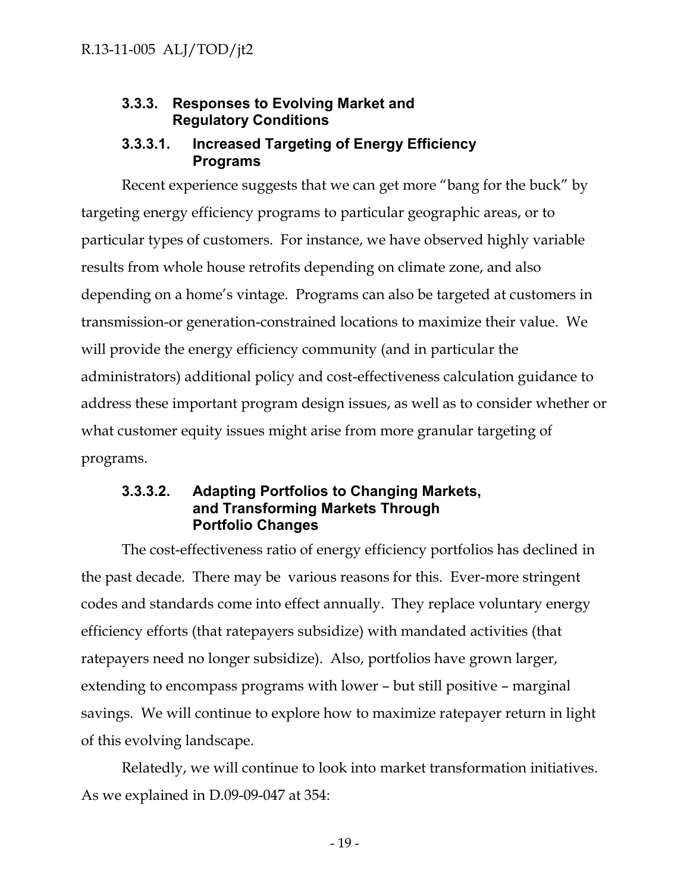### 3.3.3. Responses to Evolving Market and Regulatory Conditions

#### 3.3.3.1. Increased Targeting of Energy Efficiency Programs

Recent experience suggests that we can get more "bang for the buck" by targeting energy efficiency programs to particular geographic areas, or to particular types of customers. For instance, we have observed highly variable results from whole house retrofits depending on climate zone, and also depending on a home's vintage. Programs can also be targeted at customers in transmission-or generation-constrained locations to maximize their value. We will provide the energy efficiency community (and in particular the administrators) additional policy and cost-effectiveness calculation guidance to address these important program design issues, as well as to consider whether or what customer equity issues might arise from more granular targeting of programs.

#### 3.3.3.2. Adapting Portfolios to Changing Markets, and Transforming Markets Through Portfolio Changes

The cost-effectiveness ratio of energy efficiency portfolios has declined in the past decade. There may be various reasons for this. Ever-more stringent codes and standards come into effect annually. They replace voluntary energy efficiency efforts (that ratepayers subsidize) with mandated activities (that ratepayers need no longer subsidize). Also, portfolios have grown larger, extending to encompass programs with lower – but still positive – marginal savings. We will continue to explore how to maximize ratepayer return in light of this evolving landscape.

Relatedly, we will continue to look into market transformation initiatives. As we explained in D.09-09-047 at 354: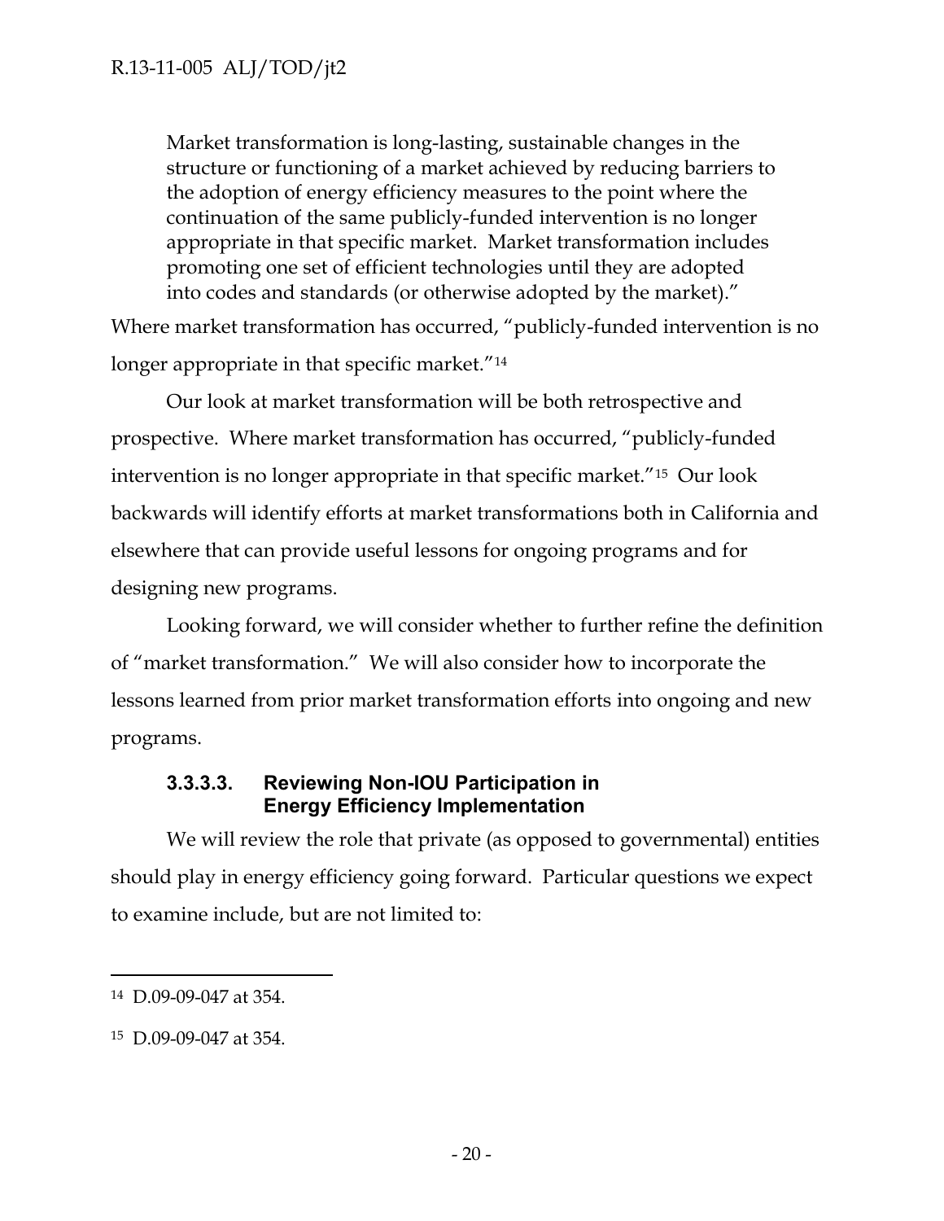> Market transformation is long-lasting, sustainable changes in the structure or functioning of a market achieved by reducing barriers to the adoption of energy efficiency measures to the point where the continuation of the same publicly-funded intervention is no longer appropriate in that specific market. Market transformation includes promoting one set of efficient technologies until they are adopted into codes and standards (or otherwise adopted by the market)."

Where market transformation has occurred, "publicly-funded intervention is no longer appropriate in that specific market."[14]

Our look at market transformation will be both retrospective and prospective. Where market transformation has occurred, "publicly-funded intervention is no longer appropriate in that specific market."[15] Our look backwards will identify efforts at market transformations both in California and elsewhere that can provide useful lessons for ongoing programs and for designing new programs.

Looking forward, we will consider whether to further refine the definition of "market transformation." We will also consider how to incorporate the lessons learned from prior market transformation efforts into ongoing and new programs.

#### 3.3.3.3. Reviewing Non-IOU Participation in Energy Efficiency Implementation

We will review the role that private (as opposed to governmental) entities should play in energy efficiency going forward. Particular questions we expect to examine include, but are not limited to:

---

[14] D.09-09-047 at 354.

[15] D.09-09-047 at 354.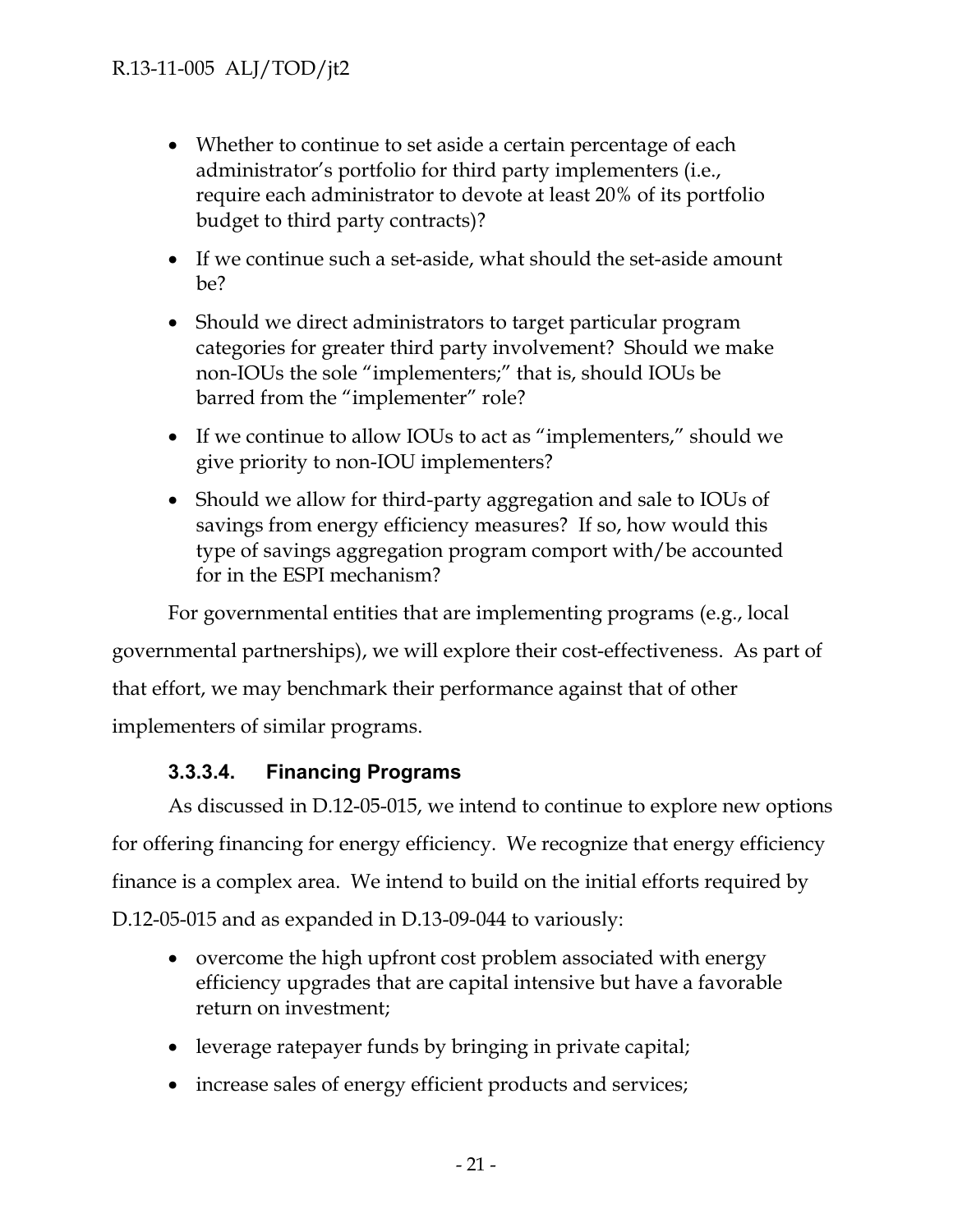- Whether to continue to set aside a certain percentage of each administrator's portfolio for third party implementers (i.e., require each administrator to devote at least 20% of its portfolio budget to third party contracts)?
- If we continue such a set-aside, what should the set-aside amount be?
- Should we direct administrators to target particular program categories for greater third party involvement? Should we make non-IOUs the sole "implementers;" that is, should IOUs be barred from the "implementer" role?
- If we continue to allow IOUs to act as "implementers," should we give priority to non-IOU implementers?
- Should we allow for third-party aggregation and sale to IOUs of savings from energy efficiency measures? If so, how would this type of savings aggregation program comport with/be accounted for in the ESPI mechanism?

For governmental entities that are implementing programs (e.g., local governmental partnerships), we will explore their cost-effectiveness. As part of that effort, we may benchmark their performance against that of other implementers of similar programs.

#### 3.3.3.4. Financing Programs

As discussed in D.12-05-015, we intend to continue to explore new options for offering financing for energy efficiency. We recognize that energy efficiency finance is a complex area. We intend to build on the initial efforts required by D.12-05-015 and as expanded in D.13-09-044 to variously:

- overcome the high upfront cost problem associated with energy efficiency upgrades that are capital intensive but have a favorable return on investment;
- leverage ratepayer funds by bringing in private capital;
- increase sales of energy efficient products and services;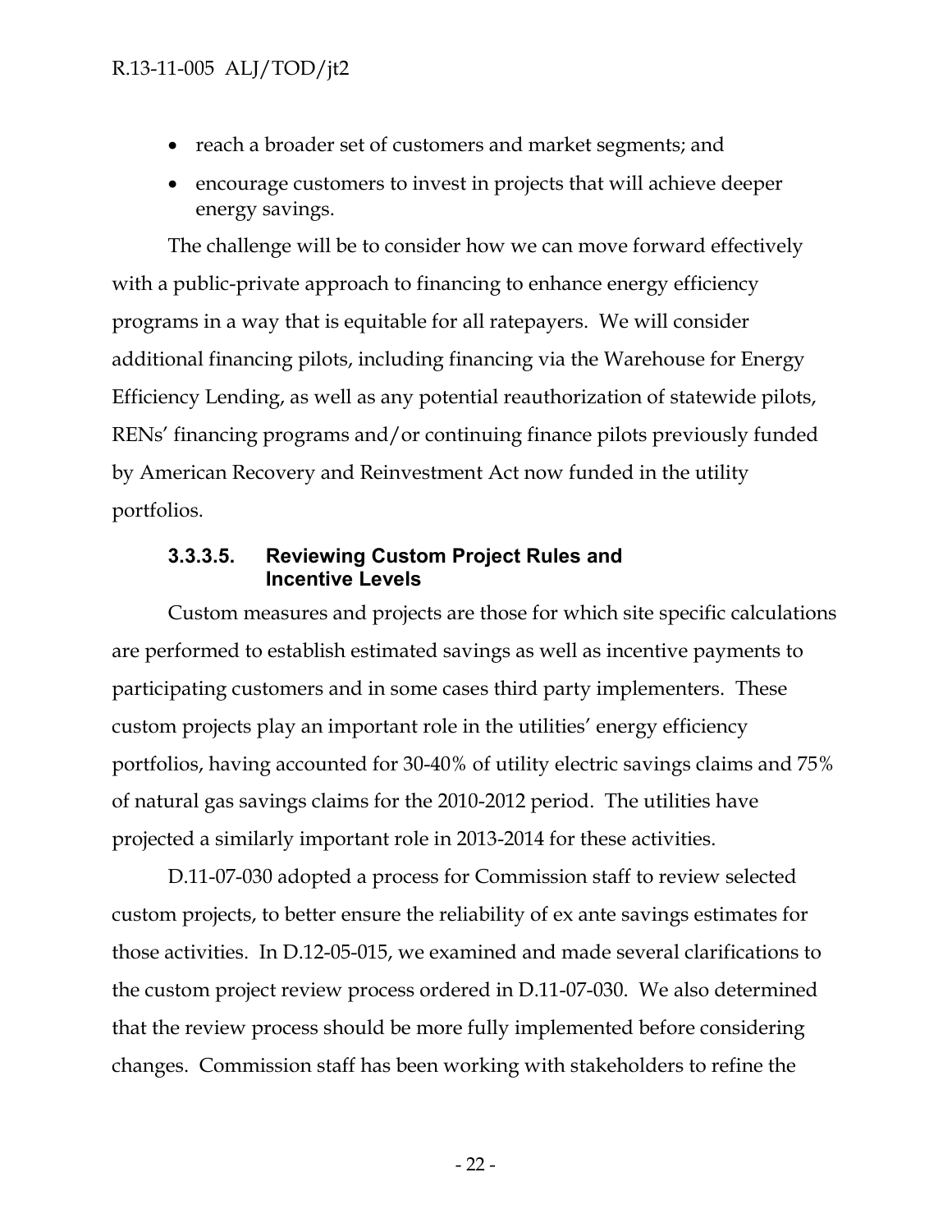- reach a broader set of customers and market segments; and
- encourage customers to invest in projects that will achieve deeper energy savings.

The challenge will be to consider how we can move forward effectively with a public-private approach to financing to enhance energy efficiency programs in a way that is equitable for all ratepayers. We will consider additional financing pilots, including financing via the Warehouse for Energy Efficiency Lending, as well as any potential reauthorization of statewide pilots, RENs' financing programs and/or continuing finance pilots previously funded by American Recovery and Reinvestment Act now funded in the utility portfolios.

#### 3.3.3.5. Reviewing Custom Project Rules and Incentive Levels

Custom measures and projects are those for which site specific calculations are performed to establish estimated savings as well as incentive payments to participating customers and in some cases third party implementers. These custom projects play an important role in the utilities' energy efficiency portfolios, having accounted for 30-40% of utility electric savings claims and 75% of natural gas savings claims for the 2010-2012 period. The utilities have projected a similarly important role in 2013-2014 for these activities.

D.11-07-030 adopted a process for Commission staff to review selected custom projects, to better ensure the reliability of ex ante savings estimates for those activities. In D.12-05-015, we examined and made several clarifications to the custom project review process ordered in D.11-07-030. We also determined that the review process should be more fully implemented before considering changes. Commission staff has been working with stakeholders to refine the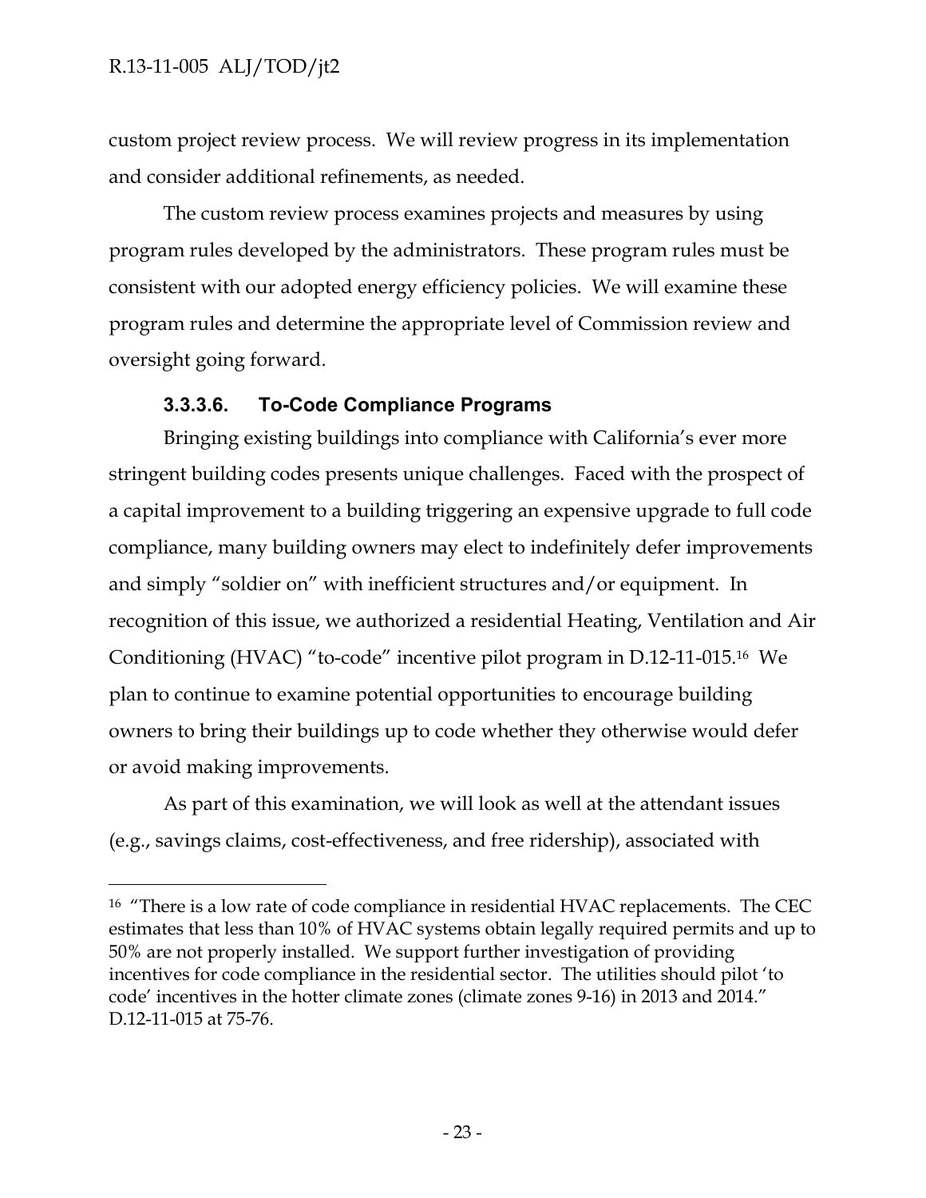custom project review process. We will review progress in its implementation and consider additional refinements, as needed.

The custom review process examines projects and measures by using program rules developed by the administrators. These program rules must be consistent with our adopted energy efficiency policies. We will examine these program rules and determine the appropriate level of Commission review and oversight going forward.

#### 3.3.3.6. To-Code Compliance Programs

Bringing existing buildings into compliance with California's ever more stringent building codes presents unique challenges. Faced with the prospect of a capital improvement to a building triggering an expensive upgrade to full code compliance, many building owners may elect to indefinitely defer improvements and simply "soldier on" with inefficient structures and/or equipment. In recognition of this issue, we authorized a residential Heating, Ventilation and Air Conditioning (HVAC) "to-code" incentive pilot program in D.12-11-015.[16] We plan to continue to examine potential opportunities to encourage building owners to bring their buildings up to code whether they otherwise would defer or avoid making improvements.

As part of this examination, we will look as well at the attendant issues (e.g., savings claims, cost-effectiveness, and free ridership), associated with

---

[16] "There is a low rate of code compliance in residential HVAC replacements. The CEC estimates that less than 10% of HVAC systems obtain legally required permits and up to 50% are not properly installed. We support further investigation of providing incentives for code compliance in the residential sector. The utilities should pilot 'to code' incentives in the hotter climate zones (climate zones 9-16) in 2013 and 2014." D.12-11-015 at 75-76.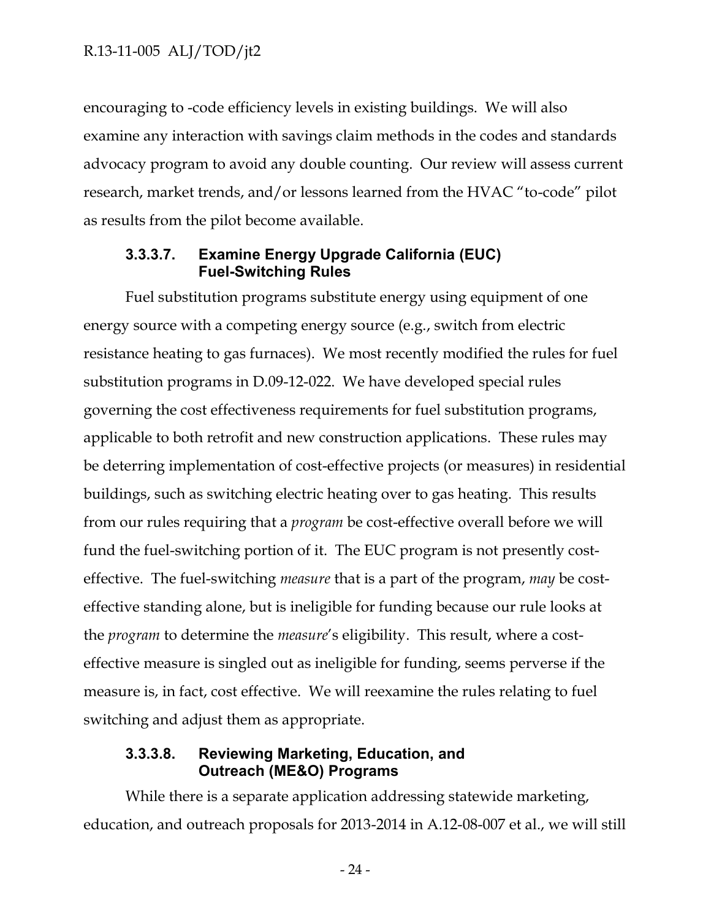encouraging to -code efficiency levels in existing buildings. We will also examine any interaction with savings claim methods in the codes and standards advocacy program to avoid any double counting. Our review will assess current research, market trends, and/or lessons learned from the HVAC "to-code" pilot as results from the pilot become available.

#### 3.3.3.7. Examine Energy Upgrade California (EUC) Fuel-Switching Rules

Fuel substitution programs substitute energy using equipment of one energy source with a competing energy source (e.g., switch from electric resistance heating to gas furnaces). We most recently modified the rules for fuel substitution programs in D.09-12-022. We have developed special rules governing the cost effectiveness requirements for fuel substitution programs, applicable to both retrofit and new construction applications. These rules may be deterring implementation of cost-effective projects (or measures) in residential buildings, such as switching electric heating over to gas heating. This results from our rules requiring that a *program* be cost-effective overall before we will fund the fuel-switching portion of it. The EUC program is not presently cost-effective. The fuel-switching *measure* that is a part of the program, *may* be cost-effective standing alone, but is ineligible for funding because our rule looks at the *program* to determine the *measure*'s eligibility. This result, where a cost-effective measure is singled out as ineligible for funding, seems perverse if the measure is, in fact, cost effective. We will reexamine the rules relating to fuel switching and adjust them as appropriate.

#### 3.3.3.8. Reviewing Marketing, Education, and Outreach (ME&O) Programs

While there is a separate application addressing statewide marketing, education, and outreach proposals for 2013-2014 in A.12-08-007 et al., we will still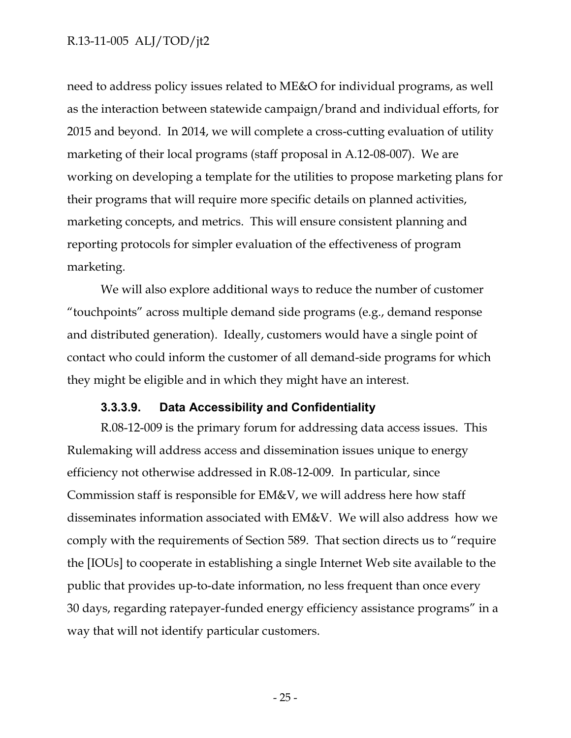need to address policy issues related to ME&O for individual programs, as well as the interaction between statewide campaign/brand and individual efforts, for 2015 and beyond. In 2014, we will complete a cross-cutting evaluation of utility marketing of their local programs (staff proposal in A.12-08-007). We are working on developing a template for the utilities to propose marketing plans for their programs that will require more specific details on planned activities, marketing concepts, and metrics. This will ensure consistent planning and reporting protocols for simpler evaluation of the effectiveness of program marketing.

We will also explore additional ways to reduce the number of customer "touchpoints" across multiple demand side programs (e.g., demand response and distributed generation). Ideally, customers would have a single point of contact who could inform the customer of all demand-side programs for which they might be eligible and in which they might have an interest.

#### 3.3.3.9. Data Accessibility and Confidentiality

R.08-12-009 is the primary forum for addressing data access issues. This Rulemaking will address access and dissemination issues unique to energy efficiency not otherwise addressed in R.08-12-009. In particular, since Commission staff is responsible for EM&V, we will address here how staff disseminates information associated with EM&V. We will also address how we comply with the requirements of Section 589. That section directs us to "require the [IOUs] to cooperate in establishing a single Internet Web site available to the public that provides up-to-date information, no less frequent than once every 30 days, regarding ratepayer-funded energy efficiency assistance programs" in a way that will not identify particular customers.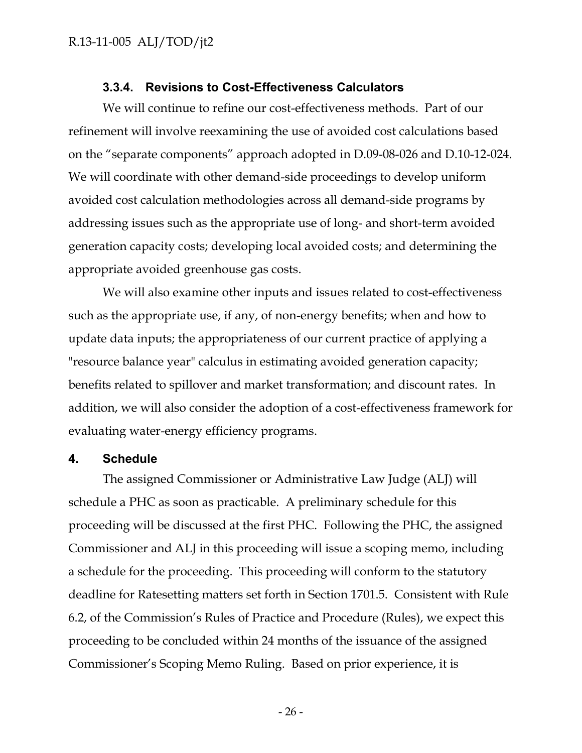### 3.3.4. Revisions to Cost-Effectiveness Calculators

We will continue to refine our cost-effectiveness methods. Part of our refinement will involve reexamining the use of avoided cost calculations based on the "separate components" approach adopted in D.09-08-026 and D.10-12-024. We will coordinate with other demand-side proceedings to develop uniform avoided cost calculation methodologies across all demand-side programs by addressing issues such as the appropriate use of long- and short-term avoided generation capacity costs; developing local avoided costs; and determining the appropriate avoided greenhouse gas costs.

We will also examine other inputs and issues related to cost-effectiveness such as the appropriate use, if any, of non-energy benefits; when and how to update data inputs; the appropriateness of our current practice of applying a "resource balance year" calculus in estimating avoided generation capacity; benefits related to spillover and market transformation; and discount rates. In addition, we will also consider the adoption of a cost-effectiveness framework for evaluating water-energy efficiency programs.

## 4. Schedule

The assigned Commissioner or Administrative Law Judge (ALJ) will schedule a PHC as soon as practicable. A preliminary schedule for this proceeding will be discussed at the first PHC. Following the PHC, the assigned Commissioner and ALJ in this proceeding will issue a scoping memo, including a schedule for the proceeding. This proceeding will conform to the statutory deadline for Ratesetting matters set forth in Section 1701.5. Consistent with Rule 6.2, of the Commission's Rules of Practice and Procedure (Rules), we expect this proceeding to be concluded within 24 months of the issuance of the assigned Commissioner's Scoping Memo Ruling. Based on prior experience, it is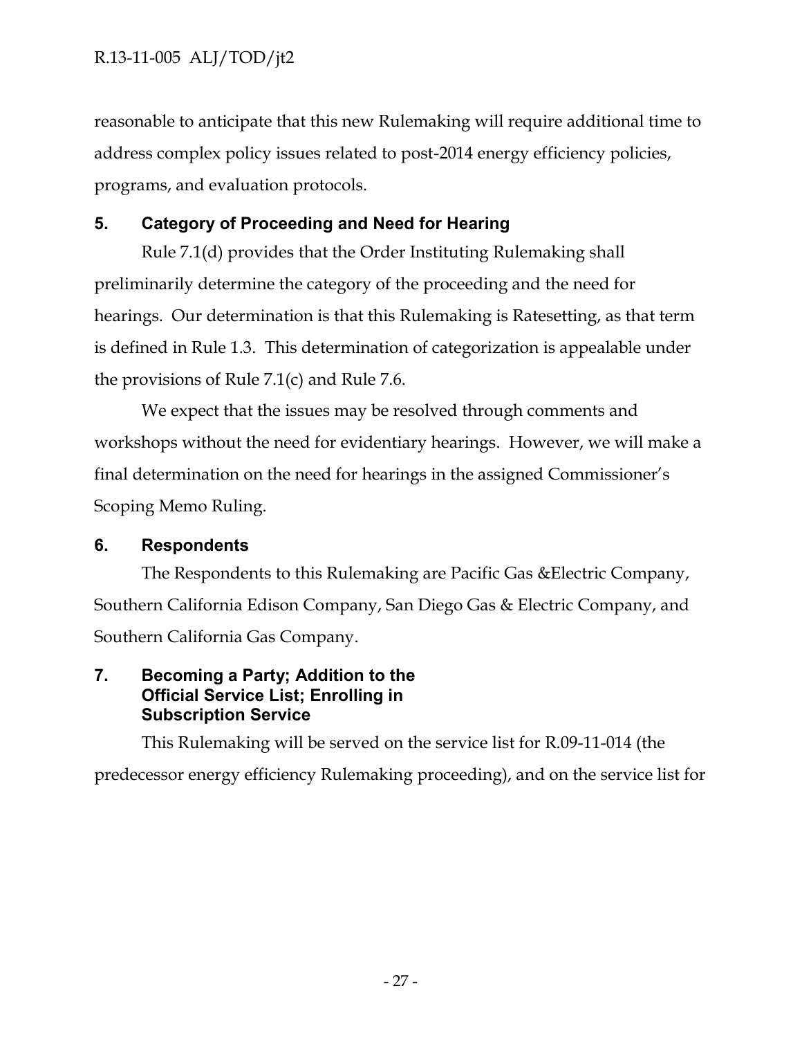reasonable to anticipate that this new Rulemaking will require additional time to address complex policy issues related to post-2014 energy efficiency policies, programs, and evaluation protocols.

## 5. Category of Proceeding and Need for Hearing

Rule 7.1(d) provides that the Order Instituting Rulemaking shall preliminarily determine the category of the proceeding and the need for hearings. Our determination is that this Rulemaking is Ratesetting, as that term is defined in Rule 1.3. This determination of categorization is appealable under the provisions of Rule 7.1(c) and Rule 7.6.

We expect that the issues may be resolved through comments and workshops without the need for evidentiary hearings. However, we will make a final determination on the need for hearings in the assigned Commissioner's Scoping Memo Ruling.

## 6. Respondents

The Respondents to this Rulemaking are Pacific Gas &Electric Company, Southern California Edison Company, San Diego Gas & Electric Company, and Southern California Gas Company.

## 7. Becoming a Party; Addition to the Official Service List; Enrolling in Subscription Service

This Rulemaking will be served on the service list for R.09-11-014 (the predecessor energy efficiency Rulemaking proceeding), and on the service list for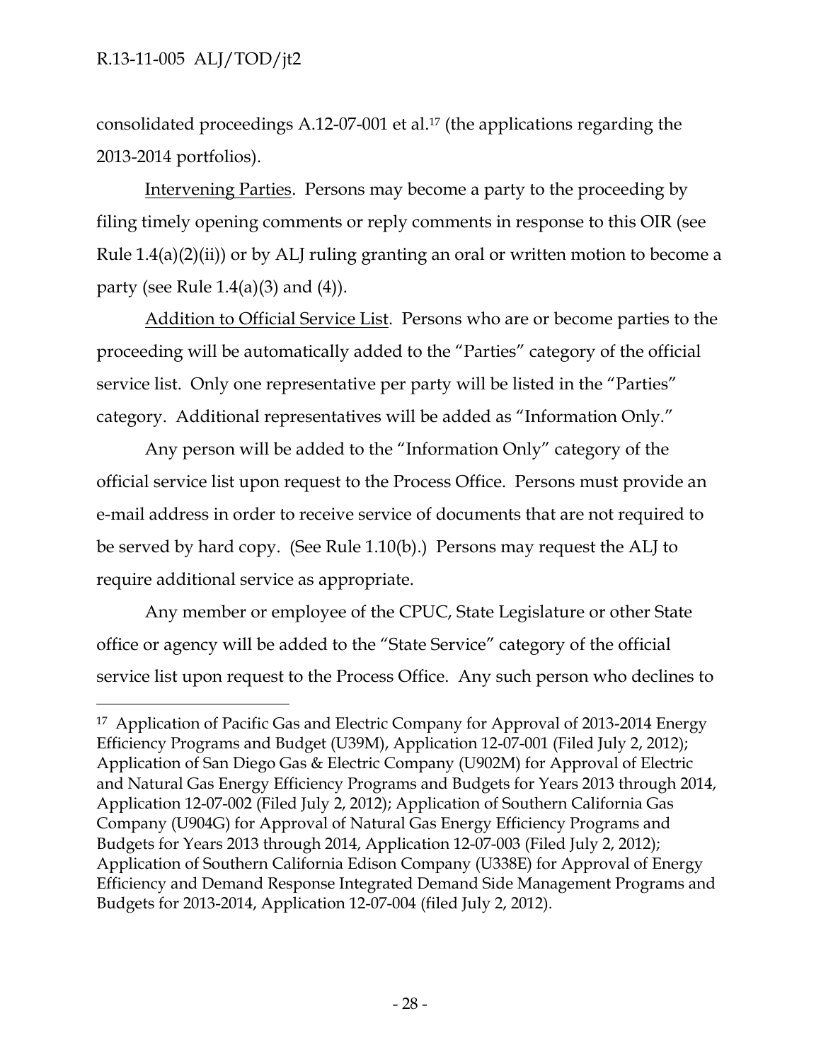consolidated proceedings A.12-07-001 et al.[17] (the applications regarding the 2013-2014 portfolios).

Intervening Parties. Persons may become a party to the proceeding by filing timely opening comments or reply comments in response to this OIR (see Rule 1.4(a)(2)(ii)) or by ALJ ruling granting an oral or written motion to become a party (see Rule 1.4(a)(3) and (4)).

Addition to Official Service List. Persons who are or become parties to the proceeding will be automatically added to the "Parties" category of the official service list. Only one representative per party will be listed in the "Parties" category. Additional representatives will be added as "Information Only."

Any person will be added to the "Information Only" category of the official service list upon request to the Process Office. Persons must provide an e-mail address in order to receive service of documents that are not required to be served by hard copy. (See Rule 1.10(b).) Persons may request the ALJ to require additional service as appropriate.

Any member or employee of the CPUC, State Legislature or other State office or agency will be added to the "State Service" category of the official service list upon request to the Process Office. Any such person who declines to

---

[17] Application of Pacific Gas and Electric Company for Approval of 2013-2014 Energy Efficiency Programs and Budget (U39M), Application 12-07-001 (Filed July 2, 2012); Application of San Diego Gas & Electric Company (U902M) for Approval of Electric and Natural Gas Energy Efficiency Programs and Budgets for Years 2013 through 2014, Application 12-07-002 (Filed July 2, 2012); Application of Southern California Gas Company (U904G) for Approval of Natural Gas Energy Efficiency Programs and Budgets for Years 2013 through 2014, Application 12-07-003 (Filed July 2, 2012); Application of Southern California Edison Company (U338E) for Approval of Energy Efficiency and Demand Response Integrated Demand Side Management Programs and Budgets for 2013-2014, Application 12-07-004 (filed July 2, 2012).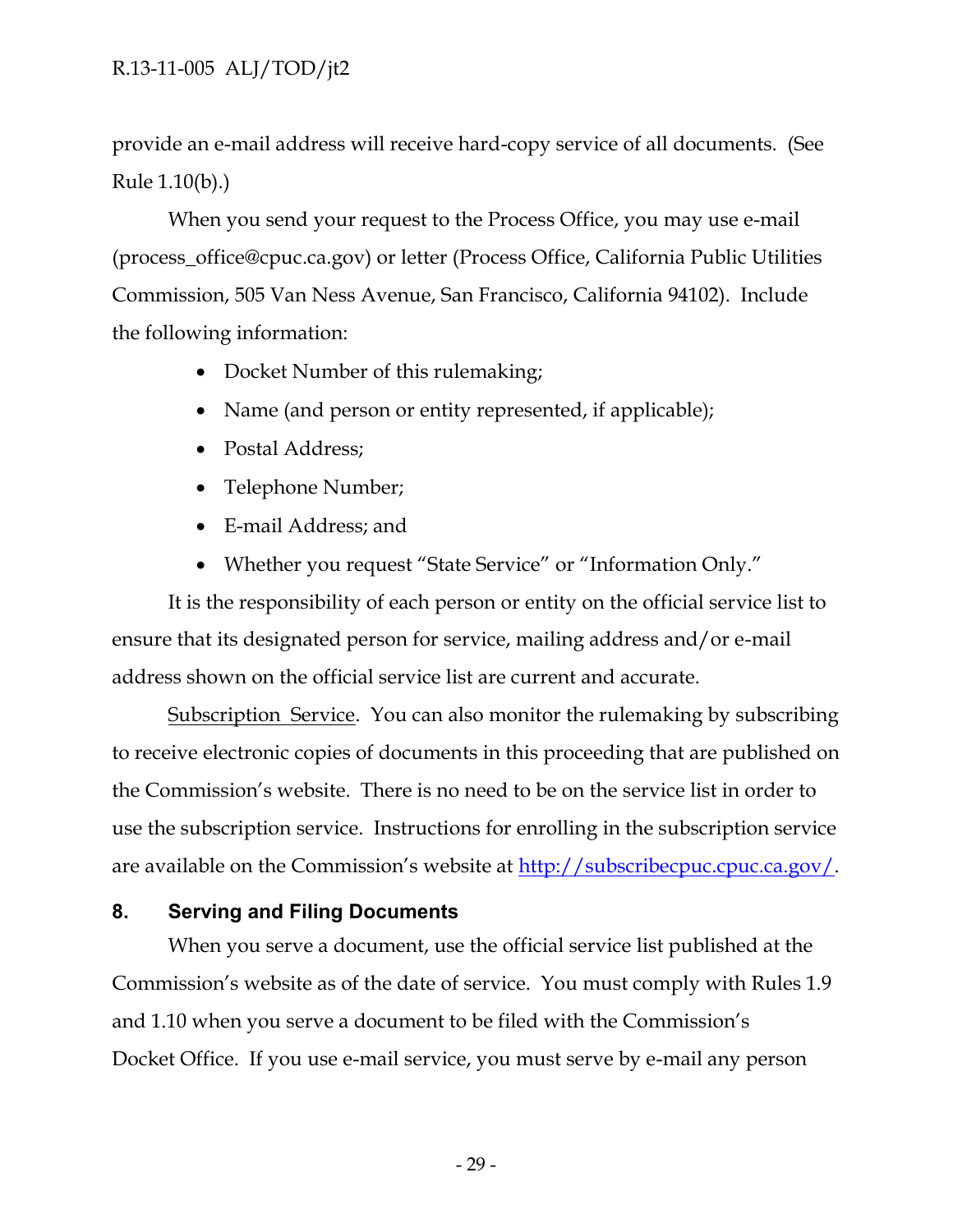provide an e-mail address will receive hard-copy service of all documents. (See Rule 1.10(b).)

When you send your request to the Process Office, you may use e-mail (process_office@cpuc.ca.gov) or letter (Process Office, California Public Utilities Commission, 505 Van Ness Avenue, San Francisco, California 94102). Include the following information:

- Docket Number of this rulemaking;
- Name (and person or entity represented, if applicable);
- Postal Address;
- Telephone Number;
- E-mail Address; and
- Whether you request "State Service" or "Information Only."

It is the responsibility of each person or entity on the official service list to ensure that its designated person for service, mailing address and/or e-mail address shown on the official service list are current and accurate.

Subscription Service. You can also monitor the rulemaking by subscribing to receive electronic copies of documents in this proceeding that are published on the Commission's website. There is no need to be on the service list in order to use the subscription service. Instructions for enrolling in the subscription service are available on the Commission's website at http://subscribecpuc.cpuc.ca.gov/.

## 8. Serving and Filing Documents

When you serve a document, use the official service list published at the Commission's website as of the date of service. You must comply with Rules 1.9 and 1.10 when you serve a document to be filed with the Commission's Docket Office. If you use e-mail service, you must serve by e-mail any person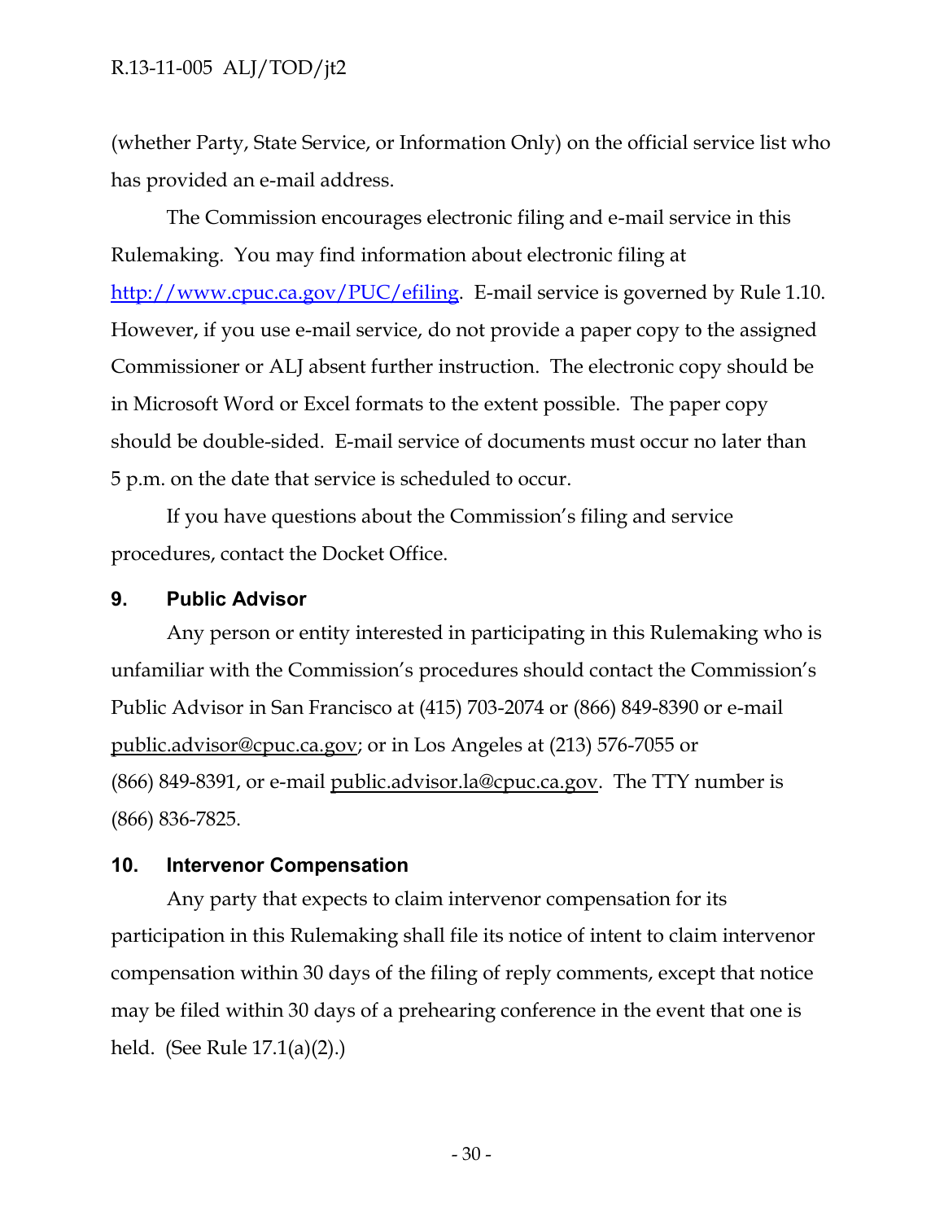(whether Party, State Service, or Information Only) on the official service list who has provided an e-mail address.

The Commission encourages electronic filing and e-mail service in this Rulemaking. You may find information about electronic filing at http://www.cpuc.ca.gov/PUC/efiling. E-mail service is governed by Rule 1.10. However, if you use e-mail service, do not provide a paper copy to the assigned Commissioner or ALJ absent further instruction. The electronic copy should be in Microsoft Word or Excel formats to the extent possible. The paper copy should be double-sided. E-mail service of documents must occur no later than 5 p.m. on the date that service is scheduled to occur.

If you have questions about the Commission's filing and service procedures, contact the Docket Office.

## 9. Public Advisor

Any person or entity interested in participating in this Rulemaking who is unfamiliar with the Commission's procedures should contact the Commission's Public Advisor in San Francisco at (415) 703-2074 or (866) 849-8390 or e-mail public.advisor@cpuc.ca.gov; or in Los Angeles at (213) 576-7055 or (866) 849-8391, or e-mail public.advisor.la@cpuc.ca.gov. The TTY number is (866) 836-7825.

## 10. Intervenor Compensation

Any party that expects to claim intervenor compensation for its participation in this Rulemaking shall file its notice of intent to claim intervenor compensation within 30 days of the filing of reply comments, except that notice may be filed within 30 days of a prehearing conference in the event that one is held. (See Rule 17.1(a)(2).)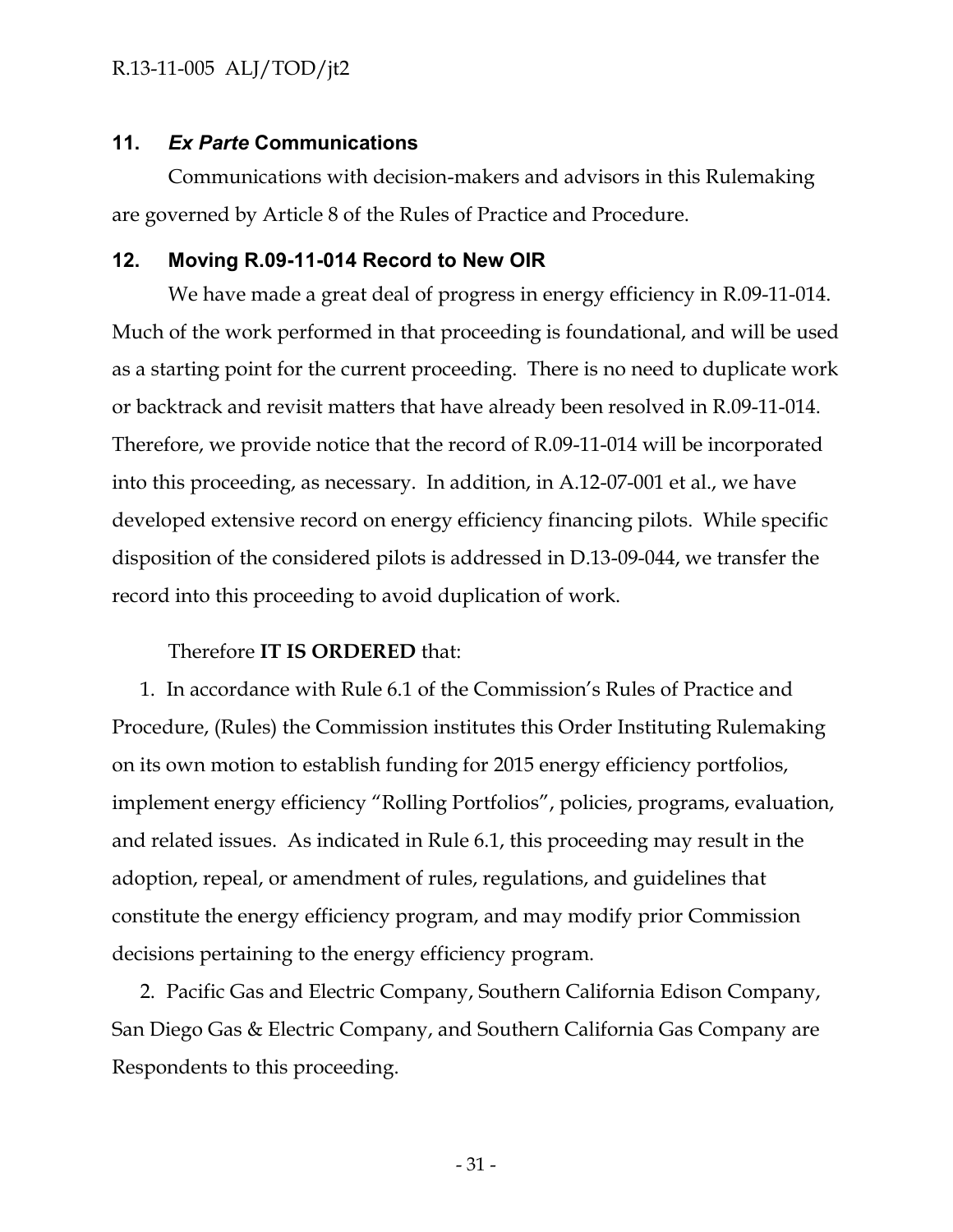## 11. *Ex Parte* Communications

Communications with decision-makers and advisors in this Rulemaking are governed by Article 8 of the Rules of Practice and Procedure.

## 12. Moving R.09-11-014 Record to New OIR

We have made a great deal of progress in energy efficiency in R.09-11-014. Much of the work performed in that proceeding is foundational, and will be used as a starting point for the current proceeding. There is no need to duplicate work or backtrack and revisit matters that have already been resolved in R.09-11-014. Therefore, we provide notice that the record of R.09-11-014 will be incorporated into this proceeding, as necessary. In addition, in A.12-07-001 et al., we have developed extensive record on energy efficiency financing pilots. While specific disposition of the considered pilots is addressed in D.13-09-044, we transfer the record into this proceeding to avoid duplication of work.

Therefore **IT IS ORDERED** that:

1. In accordance with Rule 6.1 of the Commission's Rules of Practice and Procedure, (Rules) the Commission institutes this Order Instituting Rulemaking on its own motion to establish funding for 2015 energy efficiency portfolios, implement energy efficiency "Rolling Portfolios", policies, programs, evaluation, and related issues. As indicated in Rule 6.1, this proceeding may result in the adoption, repeal, or amendment of rules, regulations, and guidelines that constitute the energy efficiency program, and may modify prior Commission decisions pertaining to the energy efficiency program.

2. Pacific Gas and Electric Company, Southern California Edison Company, San Diego Gas & Electric Company, and Southern California Gas Company are Respondents to this proceeding.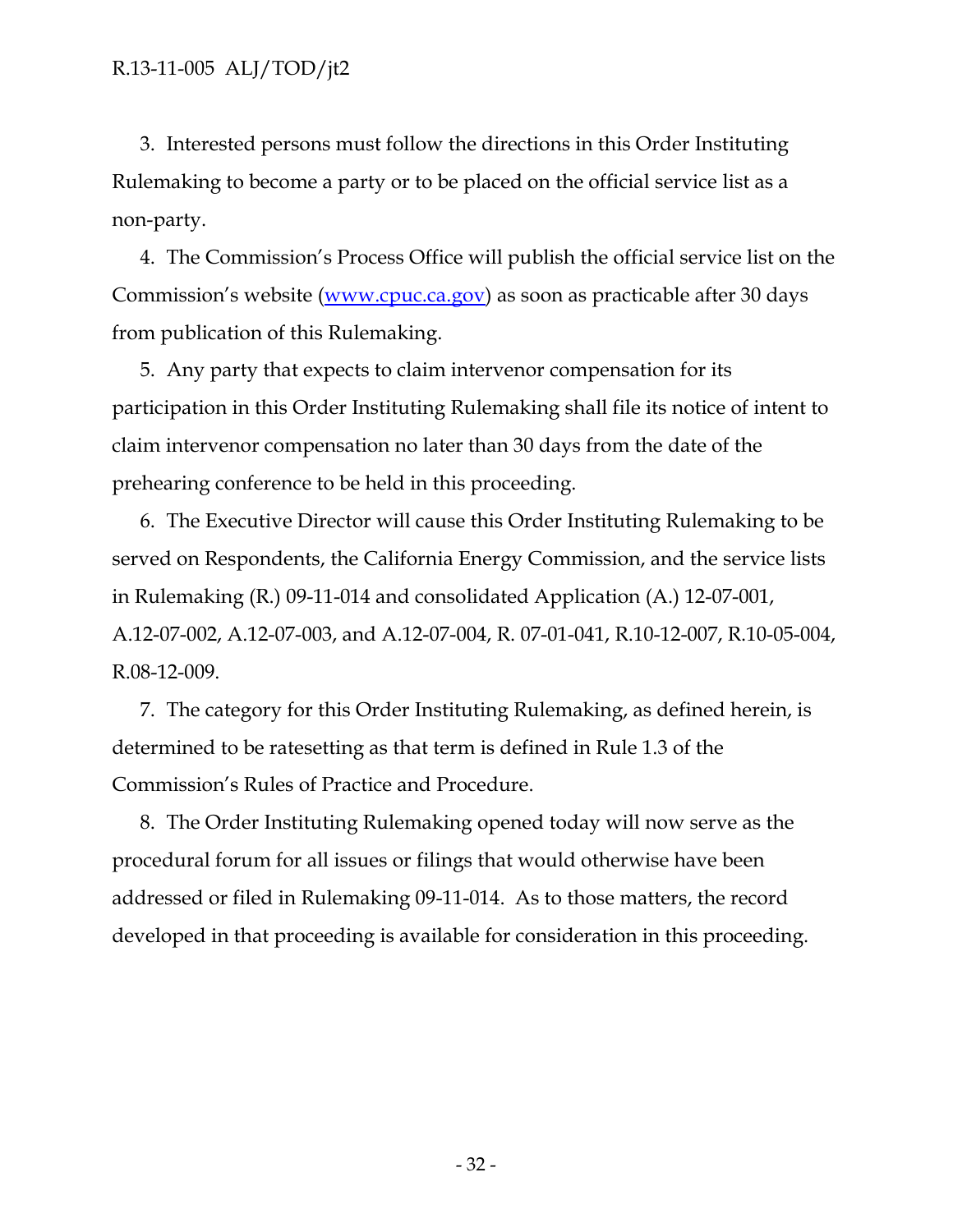3. Interested persons must follow the directions in this Order Instituting Rulemaking to become a party or to be placed on the official service list as a non-party.

4. The Commission's Process Office will publish the official service list on the Commission's website ([www.cpuc.ca.gov](http://www.cpuc.ca.gov)) as soon as practicable after 30 days from publication of this Rulemaking.

5. Any party that expects to claim intervenor compensation for its participation in this Order Instituting Rulemaking shall file its notice of intent to claim intervenor compensation no later than 30 days from the date of the prehearing conference to be held in this proceeding.

6. The Executive Director will cause this Order Instituting Rulemaking to be served on Respondents, the California Energy Commission, and the service lists in Rulemaking (R.) 09-11-014 and consolidated Application (A.) 12-07-001, A.12-07-002, A.12-07-003, and A.12-07-004, R. 07-01-041, R.10-12-007, R.10-05-004, R.08-12-009.

7. The category for this Order Instituting Rulemaking, as defined herein, is determined to be ratesetting as that term is defined in Rule 1.3 of the Commission's Rules of Practice and Procedure.

8. The Order Instituting Rulemaking opened today will now serve as the procedural forum for all issues or filings that would otherwise have been addressed or filed in Rulemaking 09-11-014. As to those matters, the record developed in that proceeding is available for consideration in this proceeding.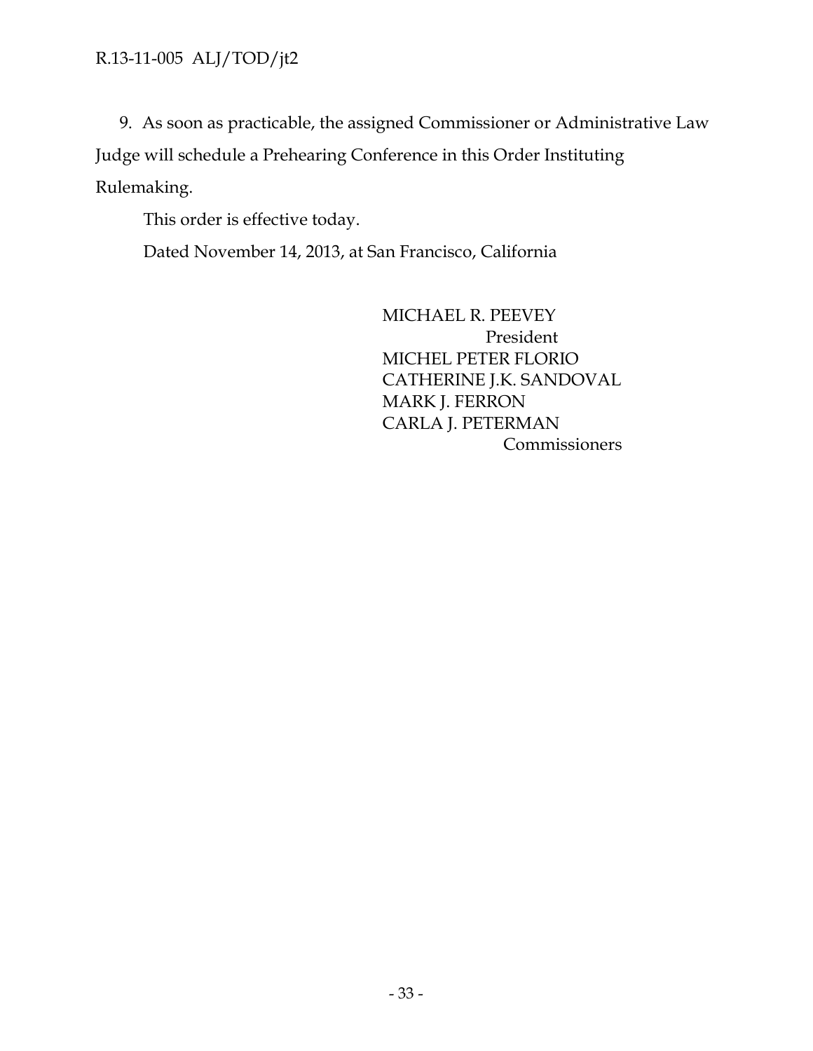9. As soon as practicable, the assigned Commissioner or Administrative Law Judge will schedule a Prehearing Conference in this Order Instituting Rulemaking.

This order is effective today.

Dated November 14, 2013, at San Francisco, California

MICHAEL R. PEEVEY
President
MICHEL PETER FLORIO
CATHERINE J.K. SANDOVAL
MARK J. FERRON
CARLA J. PETERMAN
Commissioners